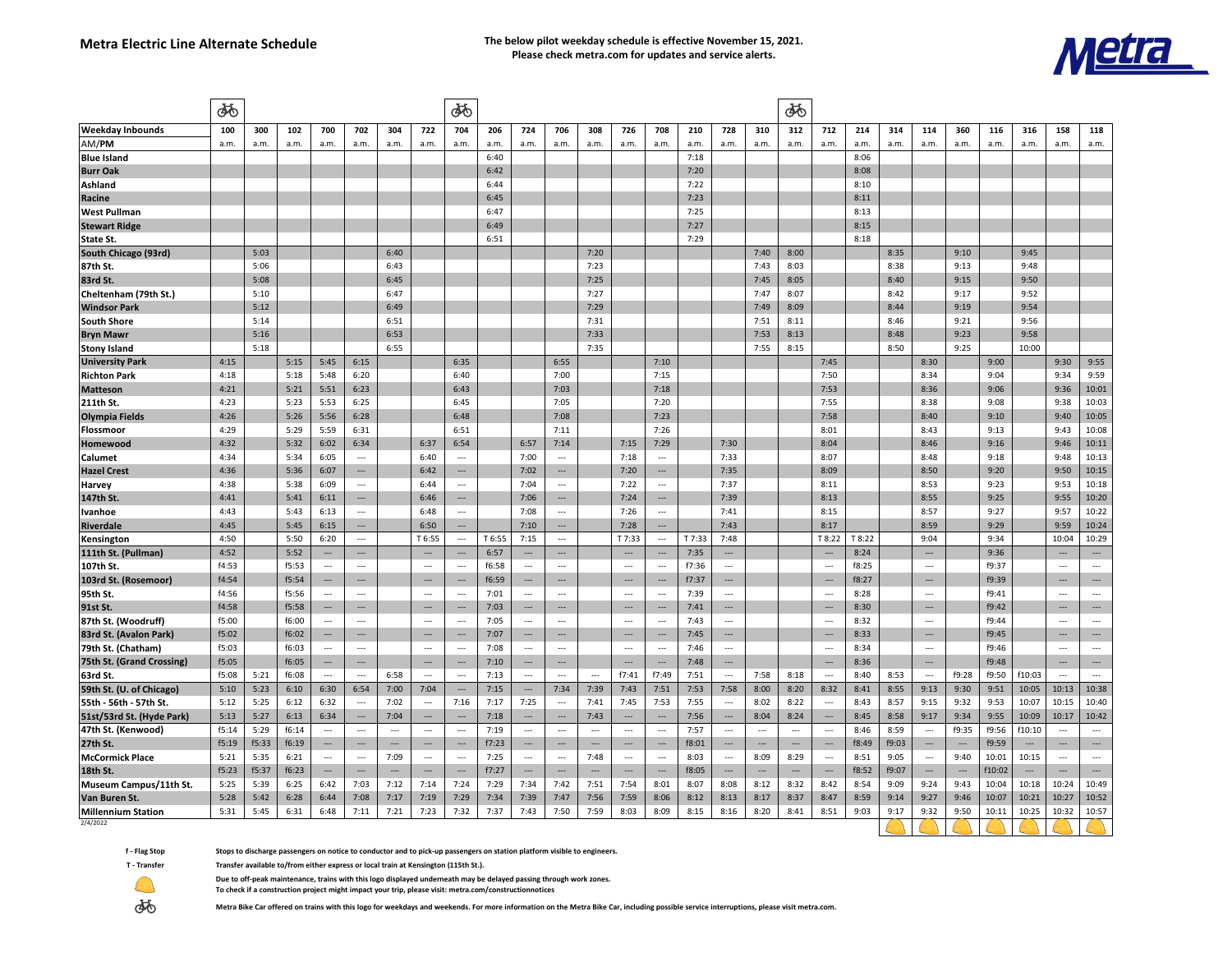## Metra Electric Line Alternate Schedule

**The below pilot weekday schedule is effective November 15, 2021.**
**Please check metra.com for updates and service alerts.**

Metra

| Weekday Inbounds | 100 | 300 | 102 | 700 | 702 | 304 | 722 | 704 | 206 | 724 | 706 | 308 | 726 | 708 | 210 | 728 | 310 | 312 | 712 | 214 | 314 | 114 | 360 | 116 | 316 | 158 | 118 |
|---|---|---|---|---|---|---|---|---|---|---|---|---|---|---|---|---|---|---|---|---|---|---|---|---|---|---|---|
| Bike Car | 🚲 | | | | | | | 🚲 | | | | | | | | | | 🚲 | | | | | | | | | |
| AM/PM | a.m. | a.m. | a.m. | a.m. | a.m. | a.m. | a.m. | a.m. | a.m. | a.m. | a.m. | a.m. | a.m. | a.m. | a.m. | a.m. | a.m. | a.m. | a.m. | a.m. | a.m. | a.m. | a.m. | a.m. | a.m. | a.m. | a.m. |
| Blue Island | | | | | | | | | 6:40 | | | | | | 7:18 | | | | | 8:06 | | | | | | | |
| Burr Oak | | | | | | | | | 6:42 | | | | | | 7:20 | | | | | 8:08 | | | | | | | |
| Ashland | | | | | | | | | 6:44 | | | | | | 7:22 | | | | | 8:10 | | | | | | | |
| Racine | | | | | | | | | 6:45 | | | | | | 7:23 | | | | | 8:11 | | | | | | | |
| West Pullman | | | | | | | | | 6:47 | | | | | | 7:25 | | | | | 8:13 | | | | | | | |
| Stewart Ridge | | | | | | | | | 6:49 | | | | | | 7:27 | | | | | 8:15 | | | | | | | |
| State St. | | | | | | | | | 6:51 | | | | | | 7:29 | | | | | 8:18 | | | | | | | |
| South Chicago (93rd) | | 5:03 | | | | 6:40 | | | | | | 7:20 | | | | | 7:40 | 8:00 | | | 8:35 | | 9:10 | | 9:45 | | |
| 87th St. | | 5:06 | | | | 6:43 | | | | | | 7:23 | | | | | 7:43 | 8:03 | | | 8:38 | | 9:13 | | 9:48 | | |
| 83rd St. | | 5:08 | | | | 6:45 | | | | | | 7:25 | | | | | 7:45 | 8:05 | | | 8:40 | | 9:15 | | 9:50 | | |
| Cheltenham (79th St.) | | 5:10 | | | | 6:47 | | | | | | 7:27 | | | | | 7:47 | 8:07 | | | 8:42 | | 9:17 | | 9:52 | | |
| Windsor Park | | 5:12 | | | | 6:49 | | | | | | 7:29 | | | | | 7:49 | 8:09 | | | 8:44 | | 9:19 | | 9:54 | | |
| South Shore | | 5:14 | | | | 6:51 | | | | | | 7:31 | | | | | 7:51 | 8:11 | | | 8:46 | | 9:21 | | 9:56 | | |
| Bryn Mawr | | 5:16 | | | | 6:53 | | | | | | 7:33 | | | | | 7:53 | 8:13 | | | 8:48 | | 9:23 | | 9:58 | | |
| Stony Island | | 5:18 | | | | 6:55 | | | | | | 7:35 | | | | | 7:55 | 8:15 | | | 8:50 | | 9:25 | | 10:00 | | |
| University Park | 4:15 | | 5:15 | 5:45 | 6:15 | | | 6:35 | | | 6:55 | | | 7:10 | | | | | 7:45 | | | 8:30 | | 9:00 | | 9:30 | 9:55 |
| Richton Park | 4:18 | | 5:18 | 5:48 | 6:20 | | | 6:40 | | | 7:00 | | | 7:15 | | | | | 7:50 | | | 8:34 | | 9:04 | | 9:34 | 9:59 |
| Matteson | 4:21 | | 5:21 | 5:51 | 6:23 | | | 6:43 | | | 7:03 | | | 7:18 | | | | | 7:53 | | | 8:36 | | 9:06 | | 9:36 | 10:01 |
| 211th St. | 4:23 | | 5:23 | 5:53 | 6:25 | | | 6:45 | | | 7:05 | | | 7:20 | | | | | 7:55 | | | 8:38 | | 9:08 | | 9:38 | 10:03 |
| Olympia Fields | 4:26 | | 5:26 | 5:56 | 6:28 | | | 6:48 | | | 7:08 | | | 7:23 | | | | | 7:58 | | | 8:40 | | 9:10 | | 9:40 | 10:05 |
| Flossmoor | 4:29 | | 5:29 | 5:59 | 6:31 | | | 6:51 | | | 7:11 | | | 7:26 | | | | | 8:01 | | | 8:43 | | 9:13 | | 9:43 | 10:08 |
| Homewood | 4:32 | | 5:32 | 6:02 | 6:34 | | 6:37 | 6:54 | | 6:57 | 7:14 | | 7:15 | 7:29 | | 7:30 | | | 8:04 | | | 8:46 | | 9:16 | | 9:46 | 10:11 |
| Calumet | 4:34 | | 5:34 | 6:05 | --- | | 6:40 | --- | | 7:00 | --- | | 7:18 | --- | | 7:33 | | | 8:07 | | | 8:48 | | 9:18 | | 9:48 | 10:13 |
| Hazel Crest | 4:36 | | 5:36 | 6:07 | --- | | 6:42 | --- | | 7:02 | --- | | 7:20 | --- | | 7:35 | | | 8:09 | | | 8:50 | | 9:20 | | 9:50 | 10:15 |
| Harvey | 4:38 | | 5:38 | 6:09 | --- | | 6:44 | --- | | 7:04 | --- | | 7:22 | --- | | 7:37 | | | 8:11 | | | 8:53 | | 9:23 | | 9:53 | 10:18 |
| 147th St. | 4:41 | | 5:41 | 6:11 | --- | | 6:46 | --- | | 7:06 | --- | | 7:24 | --- | | 7:39 | | | 8:13 | | | 8:55 | | 9:25 | | 9:55 | 10:20 |
| Ivanhoe | 4:43 | | 5:43 | 6:13 | --- | | 6:48 | --- | | 7:08 | --- | | 7:26 | --- | | 7:41 | | | 8:15 | | | 8:57 | | 9:27 | | 9:57 | 10:22 |
| Riverdale | 4:45 | | 5:45 | 6:15 | --- | | 6:50 | --- | | 7:10 | --- | | 7:28 | --- | | 7:43 | | | 8:17 | | | 8:59 | | 9:29 | | 9:59 | 10:24 |
| Kensington | 4:50 | | 5:50 | 6:20 | --- | | T 6:55 | --- | T 6:55 | 7:15 | --- | | T 7:33 | --- | T 7:33 | 7:48 | | | T 8:22 | T 8:22 | | 9:04 | | 9:34 | | 10:04 | 10:29 |
| 111th St. (Pullman) | 4:52 | | 5:52 | --- | --- | | --- | --- | 6:57 | --- | --- | | --- | --- | 7:35 | --- | | | --- | 8:24 | | --- | | 9:36 | | --- | --- |
| 107th St. | f4:53 | | f5:53 | --- | --- | | --- | --- | f6:58 | --- | --- | | --- | --- | f7:36 | --- | | | --- | f8:25 | | --- | | f9:37 | | --- | --- |
| 103rd St. (Rosemoor) | f4:54 | | f5:54 | --- | --- | | --- | --- | f6:59 | --- | --- | | --- | --- | f7:37 | --- | | | --- | f8:27 | | --- | | f9:39 | | --- | --- |
| 95th St. | f4:56 | | f5:56 | --- | --- | | --- | --- | 7:01 | --- | --- | | --- | --- | 7:39 | --- | | | --- | 8:28 | | --- | | f9:41 | | --- | --- |
| 91st St. | f4:58 | | f5:58 | --- | --- | | --- | --- | 7:03 | --- | --- | | --- | --- | 7:41 | --- | | | --- | 8:30 | | --- | | f9:42 | | --- | --- |
| 87th St. (Woodruff) | f5:00 | | f6:00 | --- | --- | | --- | --- | 7:05 | --- | --- | | --- | --- | 7:43 | --- | | | --- | 8:32 | | --- | | f9:44 | | --- | --- |
| 83rd St. (Avalon Park) | f5:02 | | f6:02 | --- | --- | | --- | --- | 7:07 | --- | --- | | --- | --- | 7:45 | --- | | | --- | 8:33 | | --- | | f9:45 | | --- | --- |
| 79th St. (Chatham) | f5:03 | | f6:03 | --- | --- | | --- | --- | 7:08 | --- | --- | | --- | --- | 7:46 | --- | | | --- | 8:34 | | --- | | f9:46 | | --- | --- |
| 75th St. (Grand Crossing) | f5:05 | | f6:05 | --- | --- | | --- | --- | 7:10 | --- | --- | | --- | --- | 7:48 | --- | | | --- | 8:36 | | --- | | f9:48 | | --- | --- |
| 63rd St. | f5:08 | 5:21 | f6:08 | --- | --- | 6:58 | --- | --- | 7:13 | --- | --- | --- | f7:41 | f7:49 | 7:51 | --- | 7:58 | 8:18 | --- | 8:40 | 8:53 | --- | f9:28 | f9:50 | f10:03 | --- | --- |
| 59th St. (U. of Chicago) | 5:10 | 5:23 | 6:10 | 6:30 | 6:54 | 7:00 | 7:04 | --- | 7:15 | --- | 7:34 | 7:39 | 7:43 | 7:51 | 7:53 | 7:58 | 8:00 | 8:20 | 8:32 | 8:41 | 8:55 | 9:13 | 9:30 | 9:51 | 10:05 | 10:13 | 10:38 |
| 55th - 56th - 57th St. | 5:12 | 5:25 | 6:12 | 6:32 | --- | 7:02 | --- | 7:16 | 7:17 | 7:25 | --- | 7:41 | 7:45 | 7:53 | 7:55 | --- | 8:02 | 8:22 | --- | 8:43 | 8:57 | 9:15 | 9:32 | 9:53 | 10:07 | 10:15 | 10:40 |
| 51st/53rd St. (Hyde Park) | 5:13 | 5:27 | 6:13 | 6:34 | --- | 7:04 | --- | --- | 7:18 | --- | --- | 7:43 | --- | --- | 7:56 | --- | 8:04 | 8:24 | --- | 8:45 | 8:58 | 9:17 | 9:34 | 9:55 | 10:09 | 10:17 | 10:42 |
| 47th St. (Kenwood) | f5:14 | 5:29 | f6:14 | --- | --- | --- | --- | --- | 7:19 | --- | --- | --- | --- | --- | 7:57 | --- | --- | --- | --- | 8:46 | 8:59 | --- | f9:35 | 9:56 | f10:10 | --- | --- |
| 27th St. | f5:19 | f5:33 | f6:19 | --- | --- | --- | --- | --- | f7:23 | --- | --- | --- | --- | --- | f8:01 | --- | --- | --- | --- | f8:49 | f9:03 | --- | --- | f9:59 | --- | --- | --- |
| McCormick Place | 5:21 | 5:35 | 6:21 | --- | --- | 7:09 | --- | --- | 7:25 | --- | --- | 7:48 | --- | --- | 8:03 | --- | 8:09 | 8:29 | --- | 8:51 | 9:05 | --- | 9:40 | 10:01 | 10:15 | --- | --- |
| 18th St. | f5:23 | f5:37 | f6:23 | --- | --- | --- | --- | --- | f7:27 | --- | --- | --- | --- | --- | f8:05 | --- | --- | --- | --- | f8:52 | f9:07 | --- | --- | f10:02 | --- | --- | --- |
| Museum Campus/11th St. | 5:25 | 5:39 | 6:25 | 6:42 | 7:03 | 7:12 | 7:14 | 7:24 | 7:29 | 7:34 | 7:42 | 7:51 | 7:54 | 8:01 | 8:07 | 8:08 | 8:12 | 8:32 | 8:42 | 8:54 | 9:09 | 9:24 | 9:43 | 10:04 | 10:18 | 10:24 | 10:49 |
| Van Buren St. | 5:28 | 5:42 | 6:28 | 6:44 | 7:08 | 7:17 | 7:19 | 7:29 | 7:34 | 7:39 | 7:47 | 7:56 | 7:59 | 8:06 | 8:12 | 8:13 | 8:17 | 8:37 | 8:47 | 8:59 | 9:14 | 9:27 | 9:46 | 10:07 | 10:21 | 10:27 | 10:52 |
| Millennium Station | 5:31 | 5:45 | 6:31 | 6:48 | 7:11 | 7:21 | 7:23 | 7:32 | 7:37 | 7:43 | 7:50 | 7:59 | 8:03 | 8:09 | 8:15 | 8:16 | 8:20 | 8:41 | 8:51 | 9:03 | 9:17 | 9:32 | 9:50 | 10:11 | 10:25 | 10:32 | 10:57 |
| Construction | | | | | | | | | | | | | | | | | | | | | ⛑ | ⛑ | ⛑ | ⛑ | ⛑ | ⛑ | ⛑ |

2/4/2022

**f - Flag Stop** — Stops to discharge passengers on notice to conductor and to pick-up passengers on station platform visible to engineers.

**T - Transfer** — Transfer available to/from either express or local train at Kensington (115th St.).

⛑ — Due to off-peak maintenance, trains with this logo displayed underneath may be delayed passing through work zones. To check if a construction project might impact your trip, please visit: metra.com/constructionnotices

🚲 — Metra Bike Car offered on trains with this logo for weekdays and weekends. For more information on the Metra Bike Car, including possible service interruptions, please visit metra.com.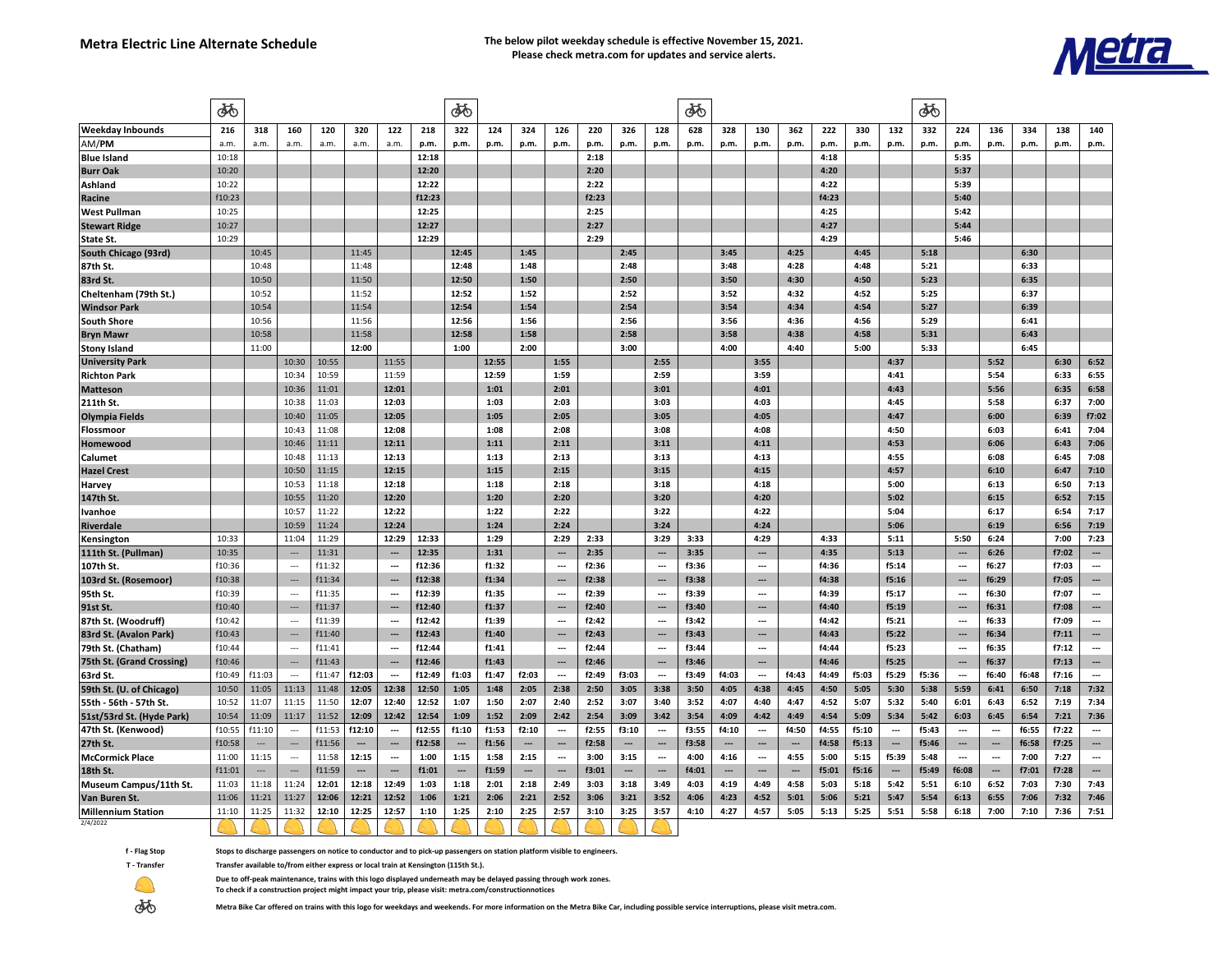# Metra Electric Line Alternate Schedule

**The below pilot weekday schedule is effective November 15, 2021.**
**Please check metra.com for updates and service alerts.**

| Weekday Inbounds | 216 | 318 | 160 | 120 | 320 | 122 | 218 | 322 | 124 | 324 | 126 | 220 | 326 | 128 | 628 | 328 | 130 | 362 | 222 | 330 | 132 | 332 | 224 | 136 | 334 | 138 | 140 |
|---|---|---|---|---|---|---|---|---|---|---|---|---|---|---|---|---|---|---|---|---|---|---|---|---|---|---|---|
| AM/PM | a.m. | a.m. | a.m. | a.m. | a.m. | a.m. | p.m. | p.m. | p.m. | p.m. | p.m. | p.m. | p.m. | p.m. | p.m. | p.m. | p.m. | p.m. | p.m. | p.m. | p.m. | p.m. | p.m. | p.m. | p.m. | p.m. | p.m. |
| Blue Island | 10:18 | | | | | | 12:18 | | | | | 2:18 | | | | | | | 4:18 | | | | 5:35 | | | | |
| Burr Oak | 10:20 | | | | | | 12:20 | | | | | 2:20 | | | | | | | 4:20 | | | | 5:37 | | | | |
| Ashland | 10:22 | | | | | | 12:22 | | | | | 2:22 | | | | | | | 4:22 | | | | 5:39 | | | | |
| Racine | f10:23 | | | | | | f12:23 | | | | | f2:23 | | | | | | | f4:23 | | | | 5:40 | | | | |
| West Pullman | 10:25 | | | | | | 12:25 | | | | | 2:25 | | | | | | | 4:25 | | | | 5:42 | | | | |
| Stewart Ridge | 10:27 | | | | | | 12:27 | | | | | 2:27 | | | | | | | 4:27 | | | | 5:44 | | | | |
| State St. | 10:29 | | | | | | 12:29 | | | | | 2:29 | | | | | | | 4:29 | | | | 5:46 | | | | |
| South Chicago (93rd) | | 10:45 | | | 11:45 | | | 12:45 | | 1:45 | | | 2:45 | | | 3:45 | | 4:25 | | 4:45 | | 5:18 | | | 6:30 | | |
| 87th St. | | 10:48 | | | 11:48 | | | 12:48 | | 1:48 | | | 2:48 | | | 3:48 | | 4:28 | | 4:48 | | 5:21 | | | 6:33 | | |
| 83rd St. | | 10:50 | | | 11:50 | | | 12:50 | | 1:50 | | | 2:50 | | | 3:50 | | 4:30 | | 4:50 | | 5:23 | | | 6:35 | | |
| Cheltenham (79th St.) | | 10:52 | | | 11:52 | | | 12:52 | | 1:52 | | | 2:52 | | | 3:52 | | 4:32 | | 4:52 | | 5:25 | | | 6:37 | | |
| Windsor Park | | 10:54 | | | 11:54 | | | 12:54 | | 1:54 | | | 2:54 | | | 3:54 | | 4:34 | | 4:54 | | 5:27 | | | 6:39 | | |
| South Shore | | 10:56 | | | 11:56 | | | 12:56 | | 1:56 | | | 2:56 | | | 3:56 | | 4:36 | | 4:56 | | 5:29 | | | 6:41 | | |
| Bryn Mawr | | 10:58 | | | 11:58 | | | 12:58 | | 1:58 | | | 2:58 | | | 3:58 | | 4:38 | | 4:58 | | 5:31 | | | 6:43 | | |
| Stony Island | | 11:00 | | | 12:00 | | | 1:00 | | 2:00 | | | 3:00 | | | 4:00 | | 4:40 | | 5:00 | | 5:33 | | | 6:45 | | |
| University Park | | | 10:30 | 10:55 | | 11:55 | | | 12:55 | | 1:55 | | | 2:55 | | | 3:55 | | | | 4:37 | | | 5:52 | | 6:30 | 6:52 |
| Richton Park | | | 10:34 | 10:59 | | 11:59 | | | 12:59 | | 1:59 | | | 2:59 | | | 3:59 | | | | 4:41 | | | 5:54 | | 6:33 | 6:55 |
| Matteson | | | 10:36 | 11:01 | | 12:01 | | | 1:01 | | 2:01 | | | 3:01 | | | 4:01 | | | | 4:43 | | | 5:56 | | 6:35 | 6:58 |
| 211th St. | | | 10:38 | 11:03 | | 12:03 | | | 1:03 | | 2:03 | | | 3:03 | | | 4:03 | | | | 4:45 | | | 5:58 | | 6:37 | 7:00 |
| Olympia Fields | | | 10:40 | 11:05 | | 12:05 | | | 1:05 | | 2:05 | | | 3:05 | | | 4:05 | | | | 4:47 | | | 6:00 | | 6:39 | f7:02 |
| Flossmoor | | | 10:43 | 11:08 | | 12:08 | | | 1:08 | | 2:08 | | | 3:08 | | | 4:08 | | | | 4:50 | | | 6:03 | | 6:41 | 7:04 |
| Homewood | | | 10:46 | 11:11 | | 12:11 | | | 1:11 | | 2:11 | | | 3:11 | | | 4:11 | | | | 4:53 | | | 6:06 | | 6:43 | 7:06 |
| Calumet | | | 10:48 | 11:13 | | 12:13 | | | 1:13 | | 2:13 | | | 3:13 | | | 4:13 | | | | 4:55 | | | 6:08 | | 6:45 | 7:08 |
| Hazel Crest | | | 10:50 | 11:15 | | 12:15 | | | 1:15 | | 2:15 | | | 3:15 | | | 4:15 | | | | 4:57 | | | 6:10 | | 6:47 | 7:10 |
| Harvey | | | 10:53 | 11:18 | | 12:18 | | | 1:18 | | 2:18 | | | 3:18 | | | 4:18 | | | | 5:00 | | | 6:13 | | 6:50 | 7:13 |
| 147th St. | | | 10:55 | 11:20 | | 12:20 | | | 1:20 | | 2:20 | | | 3:20 | | | 4:20 | | | | 5:02 | | | 6:15 | | 6:52 | 7:15 |
| Ivanhoe | | | 10:57 | 11:22 | | 12:22 | | | 1:22 | | 2:22 | | | 3:22 | | | 4:22 | | | | 5:04 | | | 6:17 | | 6:54 | 7:17 |
| Riverdale | | | 10:59 | 11:24 | | 12:24 | | | 1:24 | | 2:24 | | | 3:24 | | | 4:24 | | | | 5:06 | | | 6:19 | | 6:56 | 7:19 |
| Kensington | 10:33 | | 11:04 | 11:29 | | 12:29 | 12:33 | | 1:29 | | 2:29 | 2:33 | | 3:29 | 3:33 | | 4:29 | | 4:33 | | 5:11 | | 5:50 | 6:24 | | 7:00 | 7:23 |
| 111th St. (Pullman) | 10:35 | | --- | 11:31 | | --- | 12:35 | | 1:31 | | --- | 2:35 | | --- | 3:35 | | --- | | 4:35 | | 5:13 | | --- | 6:26 | | f7:02 | --- |
| 107th St. | f10:36 | | --- | f11:32 | | --- | f12:36 | | f1:32 | | --- | f2:36 | | --- | f3:36 | | --- | | f4:36 | | f5:14 | | --- | f6:27 | | f7:03 | --- |
| 103rd St. (Rosemoor) | f10:38 | | --- | f11:34 | | --- | f12:38 | | f1:34 | | --- | f2:38 | | --- | f3:38 | | --- | | f4:38 | | f5:16 | | --- | f6:29 | | f7:05 | --- |
| 95th St. | f10:39 | | --- | f11:35 | | --- | f12:39 | | f1:35 | | --- | f2:39 | | --- | f3:39 | | --- | | f4:39 | | f5:17 | | --- | f6:30 | | f7:07 | --- |
| 91st St. | f10:40 | | --- | f11:37 | | --- | f12:40 | | f1:37 | | --- | f2:40 | | --- | f3:40 | | --- | | f4:40 | | f5:19 | | --- | f6:31 | | f7:08 | --- |
| 87th St. (Woodruff) | f10:42 | | --- | f11:39 | | --- | f12:42 | | f1:39 | | --- | f2:42 | | --- | f3:42 | | --- | | f4:42 | | f5:21 | | --- | f6:33 | | f7:09 | --- |
| 83rd St. (Avalon Park) | f10:43 | | --- | f11:40 | | --- | f12:43 | | f1:40 | | --- | f2:43 | | --- | f3:43 | | --- | | f4:43 | | f5:22 | | --- | f6:34 | | f7:11 | --- |
| 79th St. (Chatham) | f10:44 | | --- | f11:41 | | --- | f12:44 | | f1:41 | | --- | f2:44 | | --- | f3:44 | | --- | | f4:44 | | f5:23 | | --- | f6:35 | | f7:12 | --- |
| 75th St. (Grand Crossing) | f10:46 | | --- | f11:43 | | --- | f12:46 | | f1:43 | | --- | f2:46 | | --- | f3:46 | | --- | | f4:46 | | f5:25 | | --- | f6:37 | | f7:13 | --- |
| 63rd St. | f10:49 | f11:03 | --- | f11:47 | f12:03 | --- | f12:49 | f1:03 | f1:47 | f2:03 | --- | f2:49 | f3:03 | --- | f3:49 | f4:03 | --- | f4:43 | f4:49 | f5:03 | f5:29 | f5:36 | --- | f6:40 | f6:48 | f7:16 | --- |
| 59th St. (U. of Chicago) | 10:50 | 11:05 | 11:13 | 11:48 | 12:05 | 12:38 | 12:50 | 1:05 | 1:48 | 2:05 | 2:38 | 2:50 | 3:05 | 3:38 | 3:50 | 4:05 | 4:38 | 4:45 | 4:50 | 5:05 | 5:30 | 5:38 | 5:59 | 6:41 | 6:50 | 7:18 | 7:32 |
| 55th - 56th - 57th St. | 10:52 | 11:07 | 11:15 | 11:50 | 12:07 | 12:40 | 12:52 | 1:07 | 1:50 | 2:07 | 2:40 | 2:52 | 3:07 | 3:40 | 3:52 | 4:07 | 4:40 | 4:47 | 4:52 | 5:07 | 5:32 | 5:40 | 6:01 | 6:43 | 6:52 | 7:19 | 7:34 |
| 51st/53rd St. (Hyde Park) | 10:54 | 11:09 | 11:17 | 11:52 | 12:09 | 12:42 | 12:54 | 1:09 | 1:52 | 2:09 | 2:42 | 2:54 | 3:09 | 3:42 | 3:54 | 4:09 | 4:42 | 4:49 | 4:54 | 5:09 | 5:34 | 5:42 | 6:03 | 6:45 | 6:54 | 7:21 | 7:36 |
| 47th St. (Kenwood) | f10:55 | f11:10 | --- | f11:53 | f12:10 | --- | f12:55 | f1:10 | f1:53 | f2:10 | --- | f2:55 | f3:10 | --- | f3:55 | f4:10 | --- | f4:50 | f4:55 | f5:10 | --- | f5:43 | --- | --- | f6:55 | f7:22 | --- |
| 27th St. | f10:58 | --- | --- | f11:56 | --- | --- | f12:58 | --- | f1:56 | --- | --- | f2:58 | --- | --- | f3:58 | --- | --- | --- | f4:58 | f5:13 | --- | f5:46 | --- | --- | f6:58 | f7:25 | --- |
| McCormick Place | 11:00 | 11:15 | --- | 11:58 | 12:15 | --- | 1:00 | 1:15 | 1:58 | 2:15 | --- | 3:00 | 3:15 | --- | 4:00 | 4:16 | --- | 4:55 | 5:00 | 5:15 | f5:39 | 5:48 | --- | --- | 7:00 | 7:27 | --- |
| 18th St. | f11:01 | --- | --- | f11:59 | --- | --- | f1:01 | --- | f1:59 | --- | --- | f3:01 | --- | --- | f4:01 | --- | --- | --- | f5:01 | f5:16 | --- | f5:49 | f6:08 | --- | f7:01 | f7:28 | --- |
| Museum Campus/11th St. | 11:03 | 11:18 | 11:24 | 12:01 | 12:18 | 12:49 | 1:03 | 1:18 | 2:01 | 2:18 | 2:49 | 3:03 | 3:18 | 3:49 | 4:03 | 4:19 | 4:49 | 4:58 | 5:03 | 5:18 | 5:42 | 5:51 | 6:10 | 6:52 | 7:03 | 7:30 | 7:43 |
| Van Buren St. | 11:06 | 11:21 | 11:27 | 12:06 | 12:21 | 12:52 | 1:06 | 1:21 | 2:06 | 2:21 | 2:52 | 3:06 | 3:21 | 3:52 | 4:06 | 4:23 | 4:52 | 5:01 | 5:06 | 5:21 | 5:47 | 5:54 | 6:13 | 6:55 | 7:06 | 7:32 | 7:46 |
| Millennium Station | 11:10 | 11:25 | 11:32 | 12:10 | 12:25 | 12:57 | 1:10 | 1:25 | 2:10 | 2:25 | 2:57 | 3:10 | 3:25 | 3:57 | 4:10 | 4:27 | 4:57 | 5:05 | 5:13 | 5:25 | 5:51 | 5:58 | 6:18 | 7:00 | 7:10 | 7:36 | 7:51 |

2/4/2022

**f - Flag Stop** Stops to discharge passengers on notice to conductor and to pick-up passengers on station platform visible to engineers.

**T - Transfer** Transfer available to/from either express or local train at Kensington (115th St.).

Due to off-peak maintenance, trains with this logo displayed underneath may be delayed passing through work zones.
To check if a construction project might impact your trip, please visit: metra.com/constructionnotices

Metra Bike Car offered on trains with this logo for weekdays and weekends. For more information on the Metra Bike Car, including possible service interruptions, please visit metra.com.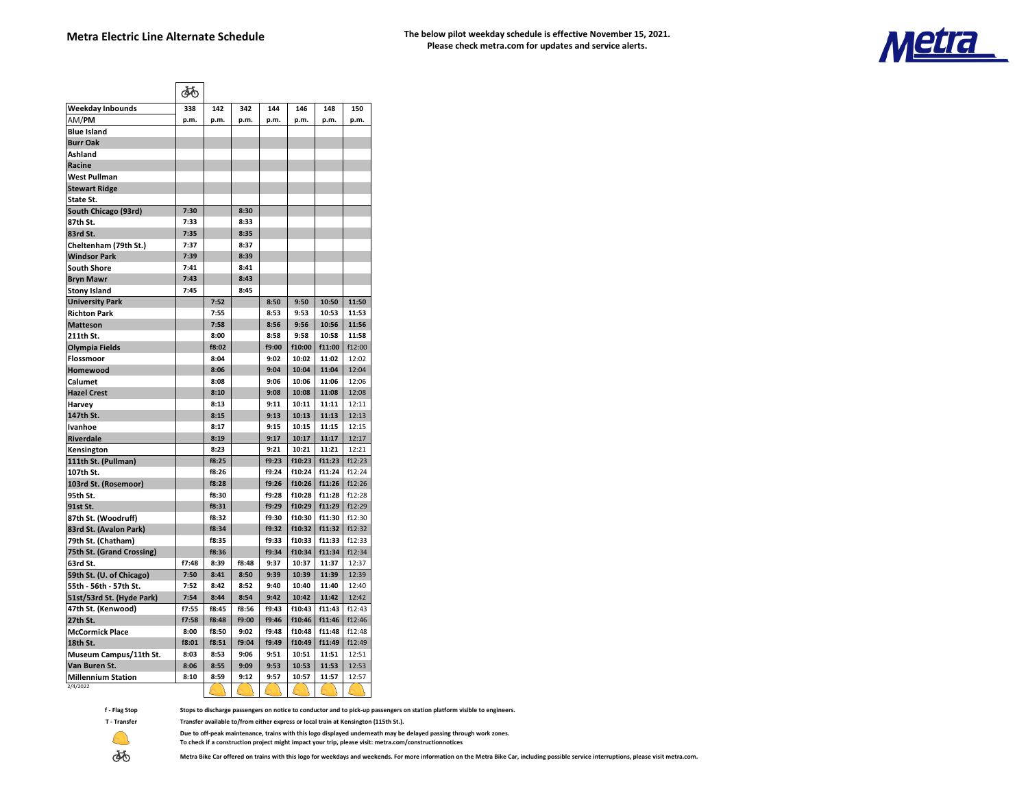## Metra Electric Line Alternate Schedule

**The below pilot weekday schedule is effective November 15, 2021.**
**Please check metra.com for updates and service alerts.**

Metra

| Weekday Inbounds | 338 🚲 | 142 | 342 | 144 | 146 | 148 | 150 |
|---|---|---|---|---|---|---|---|
| AM/**PM** | p.m. | p.m. | p.m. | p.m. | p.m. | p.m. | p.m. |
| Blue Island | | | | | | | |
| Burr Oak | | | | | | | |
| Ashland | | | | | | | |
| Racine | | | | | | | |
| West Pullman | | | | | | | |
| Stewart Ridge | | | | | | | |
| State St. | | | | | | | |
| South Chicago (93rd) | 7:30 | | 8:30 | | | | |
| 87th St. | 7:33 | | 8:33 | | | | |
| 83rd St. | 7:35 | | 8:35 | | | | |
| Cheltenham (79th St.) | 7:37 | | 8:37 | | | | |
| Windsor Park | 7:39 | | 8:39 | | | | |
| South Shore | 7:41 | | 8:41 | | | | |
| Bryn Mawr | 7:43 | | 8:43 | | | | |
| Stony Island | 7:45 | | 8:45 | | | | |
| University Park | | 7:52 | | 8:50 | 9:50 | 10:50 | 11:50 |
| Richton Park | | 7:55 | | 8:53 | 9:53 | 10:53 | 11:53 |
| Matteson | | 7:58 | | 8:56 | 9:56 | 10:56 | 11:56 |
| 211th St. | | 8:00 | | 8:58 | 9:58 | 10:58 | 11:58 |
| Olympia Fields | | f8:02 | | f9:00 | f10:00 | f11:00 | f12:00 |
| Flossmoor | | 8:04 | | 9:02 | 10:02 | 11:02 | 12:02 |
| Homewood | | 8:06 | | 9:04 | 10:04 | 11:04 | 12:04 |
| Calumet | | 8:08 | | 9:06 | 10:06 | 11:06 | 12:06 |
| Hazel Crest | | 8:10 | | 9:08 | 10:08 | 11:08 | 12:08 |
| Harvey | | 8:13 | | 9:11 | 10:11 | 11:11 | 12:11 |
| 147th St. | | 8:15 | | 9:13 | 10:13 | 11:13 | 12:13 |
| Ivanhoe | | 8:17 | | 9:15 | 10:15 | 11:15 | 12:15 |
| Riverdale | | 8:19 | | 9:17 | 10:17 | 11:17 | 12:17 |
| Kensington | | 8:23 | | 9:21 | 10:21 | 11:21 | 12:21 |
| 111th St. (Pullman) | | f8:25 | | f9:23 | f10:23 | f11:23 | f12:23 |
| 107th St. | | f8:26 | | f9:24 | f10:24 | f11:24 | f12:24 |
| 103rd St. (Rosemoor) | | f8:28 | | f9:26 | f10:26 | f11:26 | f12:26 |
| 95th St. | | f8:30 | | f9:28 | f10:28 | f11:28 | f12:28 |
| 91st St. | | f8:31 | | f9:29 | f10:29 | f11:29 | f12:29 |
| 87th St. (Woodruff) | | f8:32 | | f9:30 | f10:30 | f11:30 | f12:30 |
| 83rd St. (Avalon Park) | | f8:34 | | f9:32 | f10:32 | f11:32 | f12:32 |
| 79th St. (Chatham) | | f8:35 | | f9:33 | f10:33 | f11:33 | f12:33 |
| 75th St. (Grand Crossing) | | f8:36 | | f9:34 | f10:34 | f11:34 | f12:34 |
| 63rd St. | f7:48 | 8:39 | f8:48 | 9:37 | 10:37 | 11:37 | 12:37 |
| 59th St. (U. of Chicago) | 7:50 | 8:41 | 8:50 | 9:39 | 10:39 | 11:39 | 12:39 |
| 55th - 56th - 57th St. | 7:52 | 8:42 | 8:52 | 9:40 | 10:40 | 11:40 | 12:40 |
| 51st/53rd St. (Hyde Park) | 7:54 | 8:44 | 8:54 | 9:42 | 10:42 | 11:42 | 12:42 |
| 47th St. (Kenwood) | f7:55 | f8:45 | f8:56 | f9:43 | f10:43 | f11:43 | f12:43 |
| 27th St. | f7:58 | f8:48 | f9:00 | f9:46 | f10:46 | f11:46 | f12:46 |
| McCormick Place | 8:00 | f8:50 | 9:02 | f9:48 | f10:48 | f11:48 | f12:48 |
| 18th St. | f8:01 | f8:51 | f9:04 | f9:49 | f10:49 | f11:49 | f12:49 |
| Museum Campus/11th St. | 8:03 | 8:53 | 9:06 | 9:51 | 10:51 | 11:51 | 12:51 |
| Van Buren St. | 8:06 | 8:55 | 9:09 | 9:53 | 10:53 | 11:53 | 12:53 |
| Millennium Station | 8:10 | 8:59 | 9:12 | 9:57 | 10:57 | 11:57 | 12:57 |
| | | ⛑ | ⛑ | ⛑ | ⛑ | ⛑ | ⛑ |

2/4/2022

**f - Flag Stop** — Stops to discharge passengers on notice to conductor and to pick-up passengers on station platform visible to engineers.

**T - Transfer** — Transfer available to/from either express or local train at Kensington (115th St.).

⛑ Due to off-peak maintenance, trains with this logo displayed underneath may be delayed passing through work zones. To check if a construction project might impact your trip, please visit: metra.com/constructionnotices

🚲 Metra Bike Car offered on trains with this logo for weekdays and weekends. For more information on the Metra Bike Car, including possible service interruptions, please visit metra.com.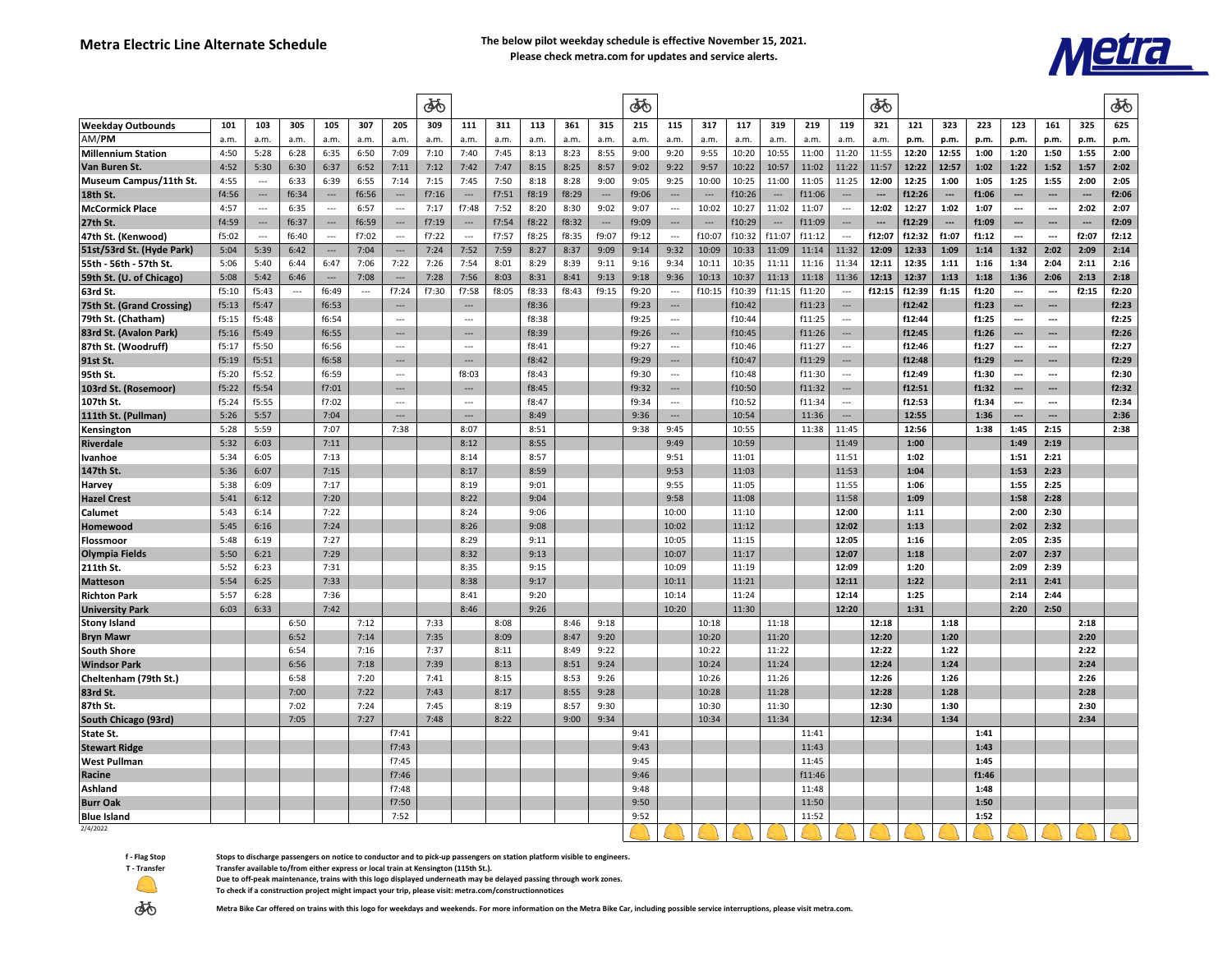## Metra Electric Line Alternate Schedule

**The below pilot weekday schedule is effective November 15, 2021.**
**Please check metra.com for updates and service alerts.**

Metra

| Weekday Outbounds | 101 | 103 | 305 | 105 | 307 | 205 | 309 🚲 | 111 | 311 | 113 | 361 | 315 | 215 🚲 | 115 | 317 | 117 | 319 | 219 | 119 | 321 🚲 | 121 | 323 | 223 | 123 | 161 | 325 | 625 🚲 |
|---|---|---|---|---|---|---|---|---|---|---|---|---|---|---|---|---|---|---|---|---|---|---|---|---|---|---|---|
| AM/PM | a.m. | a.m. | a.m. | a.m. | a.m. | a.m. | a.m. | a.m. | a.m. | a.m. | a.m. | a.m. | a.m. | a.m. | a.m. | a.m. | a.m. | a.m. | a.m. | a.m. | p.m. | p.m. | p.m. | p.m. | p.m. | p.m. | p.m. |
| Millennium Station | 4:50 | 5:28 | 6:28 | 6:35 | 6:50 | 7:09 | 7:10 | 7:40 | 7:45 | 8:13 | 8:23 | 8:55 | 9:00 | 9:20 | 9:55 | 10:20 | 10:55 | 11:00 | 11:20 | 11:55 | 12:20 | 12:55 | 1:00 | 1:20 | 1:50 | 1:55 | 2:00 |
| Van Buren St. | 4:52 | 5:30 | 6:30 | 6:37 | 6:52 | 7:11 | 7:12 | 7:42 | 7:47 | 8:15 | 8:25 | 8:57 | 9:02 | 9:22 | 9:57 | 10:22 | 10:57 | 11:02 | 11:22 | 11:57 | 12:22 | 12:57 | 1:02 | 1:22 | 1:52 | 1:57 | 2:02 |
| Museum Campus/11th St. | 4:55 | --- | 6:33 | 6:39 | 6:55 | 7:14 | 7:15 | 7:45 | 7:50 | 8:18 | 8:28 | 9:00 | 9:05 | 9:25 | 10:00 | 10:25 | 11:00 | 11:05 | 11:25 | 12:00 | 12:25 | 1:00 | 1:05 | 1:25 | 1:55 | 2:00 | 2:05 |
| 18th St. | f4:56 | --- | f6:34 | --- | f6:56 | --- | f7:16 | --- | f7:51 | f8:19 | f8:29 | --- | f9:06 | --- | --- | f10:26 | --- | f11:06 | --- | --- | f12:26 | --- | f1:06 | --- | --- | --- | f2:06 |
| McCormick Place | 4:57 | --- | 6:35 | --- | 6:57 | --- | 7:17 | f7:48 | 7:52 | 8:20 | 8:30 | 9:02 | 9:07 | --- | 10:02 | 10:27 | 11:02 | 11:07 | --- | 12:02 | 12:27 | 1:02 | 1:07 | --- | --- | 2:02 | 2:07 |
| 27th St. | f4:59 | --- | f6:37 | --- | f6:59 | --- | f7:19 | --- | f7:54 | f8:22 | f8:32 | --- | f9:09 | --- | --- | f10:29 | --- | f11:09 | --- | --- | f12:29 | --- | f1:09 | --- | --- | --- | f2:09 |
| 47th St. (Kenwood) | f5:02 | --- | f6:40 | --- | f7:02 | --- | f7:22 | --- | f7:57 | f8:25 | f8:35 | f9:07 | f9:12 | --- | f10:07 | f10:32 | f11:07 | f11:12 | --- | f12:07 | f12:32 | f1:07 | f1:12 | --- | --- | f2:07 | f2:12 |
| 51st/53rd St. (Hyde Park) | 5:04 | 5:39 | 6:42 | --- | 7:04 | --- | 7:24 | 7:52 | 7:59 | 8:27 | 8:37 | 9:09 | 9:14 | 9:32 | 10:09 | 10:33 | 11:09 | 11:14 | 11:32 | 12:09 | 12:33 | 1:09 | 1:14 | 1:32 | 2:02 | 2:09 | 2:14 |
| 55th - 56th - 57th St. | 5:06 | 5:40 | 6:44 | 6:47 | 7:06 | 7:22 | 7:26 | 7:54 | 8:01 | 8:29 | 8:39 | 9:11 | 9:16 | 9:34 | 10:11 | 10:35 | 11:11 | 11:16 | 11:34 | 12:11 | 12:35 | 1:11 | 1:16 | 1:34 | 2:04 | 2:11 | 2:16 |
| 59th St. (U. of Chicago) | 5:08 | 5:42 | 6:46 | --- | 7:08 | --- | 7:28 | 7:56 | 8:03 | 8:31 | 8:41 | 9:13 | 9:18 | 9:36 | 10:13 | 10:37 | 11:13 | 11:18 | 11:36 | 12:13 | 12:37 | 1:13 | 1:18 | 1:36 | 2:06 | 2:13 | 2:18 |
| 63rd St. | f5:10 | f5:43 | --- | f6:49 | --- | f7:24 | f7:30 | f7:58 | f8:05 | f8:33 | f8:43 | f9:15 | f9:20 | --- | f10:15 | f10:39 | f11:15 | f11:20 | --- | f12:15 | f12:39 | f1:15 | f1:20 | --- | --- | f2:15 | f2:20 |
| 75th St. (Grand Crossing) | f5:13 | f5:47 | | f6:53 | | --- | | --- | | f8:36 | | | f9:23 | --- | | f10:42 | | f11:23 | --- | | f12:42 | | f1:23 | --- | --- | | f2:23 |
| 79th St. (Chatham) | f5:15 | f5:48 | | f6:54 | | --- | | --- | | f8:38 | | | f9:25 | --- | | f10:44 | | f11:25 | --- | | f12:44 | | f1:25 | --- | --- | | f2:25 |
| 83rd St. (Avalon Park) | f5:16 | f5:49 | | f6:55 | | --- | | --- | | f8:39 | | | f9:26 | --- | | f10:45 | | f11:26 | --- | | f12:45 | | f1:26 | --- | --- | | f2:26 |
| 87th St. (Woodruff) | f5:17 | f5:50 | | f6:56 | | --- | | --- | | f8:41 | | | f9:27 | --- | | f10:46 | | f11:27 | --- | | f12:46 | | f1:27 | --- | --- | | f2:27 |
| 91st St. | f5:19 | f5:51 | | f6:58 | | --- | | --- | | f8:42 | | | f9:29 | --- | | f10:47 | | f11:29 | --- | | f12:48 | | f1:29 | --- | --- | | f2:29 |
| 95th St. | f5:20 | f5:52 | | f6:59 | | --- | | f8:03 | | f8:43 | | | f9:30 | --- | | f10:48 | | f11:30 | --- | | f12:49 | | f1:30 | --- | --- | | f2:30 |
| 103rd St. (Rosemoor) | f5:22 | f5:54 | | f7:01 | | --- | | --- | | f8:45 | | | f9:32 | --- | | f10:50 | | f11:32 | --- | | f12:51 | | f1:32 | --- | --- | | f2:32 |
| 107th St. | f5:24 | f5:55 | | f7:02 | | --- | | --- | | f8:47 | | | f9:34 | --- | | f10:52 | | f11:34 | --- | | f12:53 | | f1:34 | --- | --- | | f2:34 |
| 111th St. (Pullman) | 5:26 | 5:57 | | 7:04 | | --- | | --- | | 8:49 | | | 9:36 | --- | | 10:54 | | 11:36 | --- | | 12:55 | | 1:36 | --- | --- | | 2:36 |
| Kensington | 5:28 | 5:59 | | 7:07 | | 7:38 | | 8:07 | | 8:51 | | | 9:38 | 9:45 | | 10:55 | | 11:38 | 11:45 | | 12:56 | | 1:38 | 1:45 | 2:15 | | 2:38 |
| Riverdale | 5:32 | 6:03 | | 7:11 | | | | 8:12 | | 8:55 | | | | 9:49 | | 10:59 | | | 11:49 | | 1:00 | | | 1:49 | 2:19 | | |
| Ivanhoe | 5:34 | 6:05 | | 7:13 | | | | 8:14 | | 8:57 | | | | 9:51 | | 11:01 | | | 11:51 | | 1:02 | | | 1:51 | 2:21 | | |
| 147th St. | 5:36 | 6:07 | | 7:15 | | | | 8:17 | | 8:59 | | | | 9:53 | | 11:03 | | | 11:53 | | 1:04 | | | 1:53 | 2:23 | | |
| Harvey | 5:38 | 6:09 | | 7:17 | | | | 8:19 | | 9:01 | | | | 9:55 | | 11:05 | | | 11:55 | | 1:06 | | | 1:55 | 2:25 | | |
| Hazel Crest | 5:41 | 6:12 | | 7:20 | | | | 8:22 | | 9:04 | | | | 9:58 | | 11:08 | | | 11:58 | | 1:09 | | | 1:58 | 2:28 | | |
| Calumet | 5:43 | 6:14 | | 7:22 | | | | 8:24 | | 9:06 | | | | 10:00 | | 11:10 | | | 12:00 | | 1:11 | | | 2:00 | 2:30 | | |
| Homewood | 5:45 | 6:16 | | 7:24 | | | | 8:26 | | 9:08 | | | | 10:02 | | 11:12 | | | 12:02 | | 1:13 | | | 2:02 | 2:32 | | |
| Flossmoor | 5:48 | 6:19 | | 7:27 | | | | 8:29 | | 9:11 | | | | 10:05 | | 11:15 | | | 12:05 | | 1:16 | | | 2:05 | 2:35 | | |
| Olympia Fields | 5:50 | 6:21 | | 7:29 | | | | 8:32 | | 9:13 | | | | 10:07 | | 11:17 | | | 12:07 | | 1:18 | | | 2:07 | 2:37 | | |
| 211th St. | 5:52 | 6:23 | | 7:31 | | | | 8:35 | | 9:15 | | | | 10:09 | | 11:19 | | | 12:09 | | 1:20 | | | 2:09 | 2:39 | | |
| Matteson | 5:54 | 6:25 | | 7:33 | | | | 8:38 | | 9:17 | | | | 10:11 | | 11:21 | | | 12:11 | | 1:22 | | | 2:11 | 2:41 | | |
| Richton Park | 5:57 | 6:28 | | 7:36 | | | | 8:41 | | 9:20 | | | | 10:14 | | 11:24 | | | 12:14 | | 1:25 | | | 2:14 | 2:44 | | |
| University Park | 6:03 | 6:33 | | 7:42 | | | | 8:46 | | 9:26 | | | | 10:20 | | 11:30 | | | 12:20 | | 1:31 | | | 2:20 | 2:50 | | |
| Stony Island | | | 6:50 | | 7:12 | | 7:33 | | 8:08 | | 8:46 | 9:18 | | | 10:18 | | 11:18 | | | 12:18 | | 1:18 | | | | 2:18 | |
| Bryn Mawr | | | 6:52 | | 7:14 | | 7:35 | | 8:09 | | 8:47 | 9:20 | | | 10:20 | | 11:20 | | | 12:20 | | 1:20 | | | | 2:20 | |
| South Shore | | | 6:54 | | 7:16 | | 7:37 | | 8:11 | | 8:49 | 9:22 | | | 10:22 | | 11:22 | | | 12:22 | | 1:22 | | | | 2:22 | |
| Windsor Park | | | 6:56 | | 7:18 | | 7:39 | | 8:13 | | 8:51 | 9:24 | | | 10:24 | | 11:24 | | | 12:24 | | 1:24 | | | | 2:24 | |
| Cheltenham (79th St.) | | | 6:58 | | 7:20 | | 7:41 | | 8:15 | | 8:53 | 9:26 | | | 10:26 | | 11:26 | | | 12:26 | | 1:26 | | | | 2:26 | |
| 83rd St. | | | 7:00 | | 7:22 | | 7:43 | | 8:17 | | 8:55 | 9:28 | | | 10:28 | | 11:28 | | | 12:28 | | 1:28 | | | | 2:28 | |
| 87th St. | | | 7:02 | | 7:24 | | 7:45 | | 8:19 | | 8:57 | 9:30 | | | 10:30 | | 11:30 | | | 12:30 | | 1:30 | | | | 2:30 | |
| South Chicago (93rd) | | | 7:05 | | 7:27 | | 7:48 | | 8:22 | | 9:00 | 9:34 | | | 10:34 | | 11:34 | | | 12:34 | | 1:34 | | | | 2:34 | |
| State St. | | | | | | f7:41 | | | | | | | 9:41 | | | | | 11:41 | | | | | 1:41 | | | | |
| Stewart Ridge | | | | | | f7:43 | | | | | | | 9:43 | | | | | 11:43 | | | | | 1:43 | | | | |
| West Pullman | | | | | | f7:45 | | | | | | | 9:45 | | | | | 11:45 | | | | | 1:45 | | | | |
| Racine | | | | | | f7:46 | | | | | | | 9:46 | | | | | f11:46 | | | | | f1:46 | | | | |
| Ashland | | | | | | f7:48 | | | | | | | 9:48 | | | | | 11:48 | | | | | 1:48 | | | | |
| Burr Oak | | | | | | f7:50 | | | | | | | 9:50 | | | | | 11:50 | | | | | 1:50 | | | | |
| Blue Island | | | | | | 7:52 | | | | | | | 9:52 | | | | | 11:52 | | | | | 1:52 | | | | |
| | | | | | | | | | | | | | ⛑ | ⛑ | ⛑ | ⛑ | ⛑ | ⛑ | ⛑ | ⛑ | ⛑ | ⛑ | ⛑ | ⛑ | ⛑ | ⛑ | ⛑ |

2/4/2022

- **f - Flag Stop**: Stops to discharge passengers on notice to conductor and to pick-up passengers on station platform visible to engineers.
- **T - Transfer**: Transfer available to/from either express or local train at Kensington (115th St.).
- ⛑ Due to off-peak maintenance, trains with this logo displayed underneath may be delayed passing through work zones. To check if a construction project might impact your trip, please visit: metra.com/constructionnotices
- 🚲 Metra Bike Car offered on trains with this logo for weekdays and weekends. For more information on the Metra Bike Car, including possible service interruptions, please visit metra.com.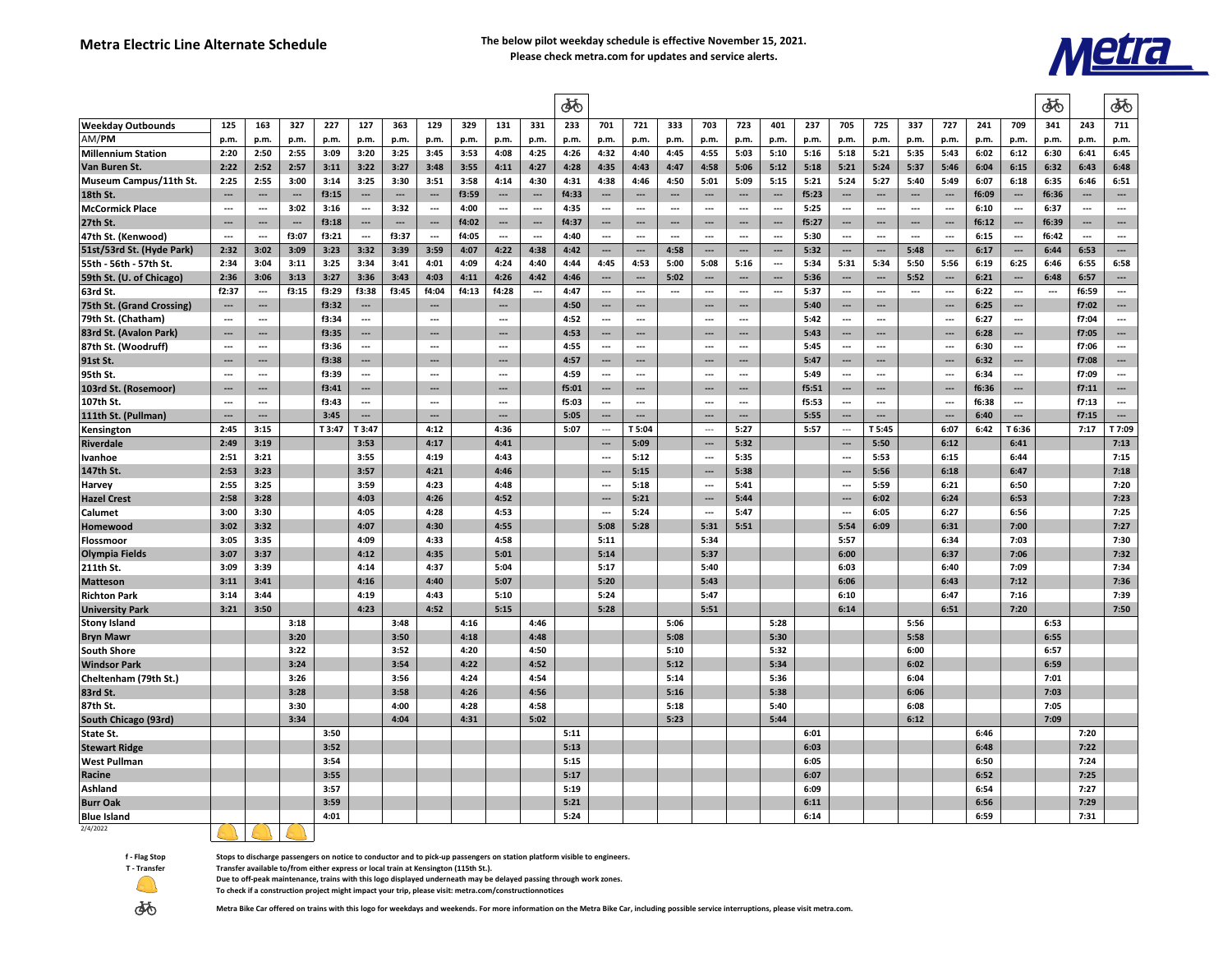# Metra Electric Line Alternate Schedule

**The below pilot weekday schedule is effective November 15, 2021.**
**Please check metra.com for updates and service alerts.**

| | | | | | | | | | | | 🚲 | | | | | | | | | | | | | | 🚲 | | 🚲 |
|---|---|---|---|---|---|---|---|---|---|---|---|---|---|---|---|---|---|---|---|---|---|---|---|---|---|---|---|
| **Weekday Outbounds** | 125 | 163 | 327 | 227 | 127 | 363 | 129 | 329 | 131 | 331 | 233 | 701 | 721 | 333 | 703 | 723 | 401 | 237 | 705 | 725 | 337 | 727 | 241 | 709 | 341 | 243 | 711 |
| AM/**PM** | p.m. | p.m. | p.m. | p.m. | p.m. | p.m. | p.m. | p.m. | p.m. | p.m. | p.m. | p.m. | p.m. | p.m. | p.m. | p.m. | p.m. | p.m. | p.m. | p.m. | p.m. | p.m. | p.m. | p.m. | p.m. | p.m. | p.m. |
| Millennium Station | 2:20 | 2:50 | 2:55 | 3:09 | 3:20 | 3:25 | 3:45 | 3:53 | 4:08 | 4:25 | 4:26 | 4:32 | 4:40 | 4:45 | 4:55 | 5:03 | 5:10 | 5:16 | 5:18 | 5:21 | 5:35 | 5:43 | 6:02 | 6:12 | 6:30 | 6:41 | 6:45 |
| Van Buren St. | 2:22 | 2:52 | 2:57 | 3:11 | 3:22 | 3:27 | 3:48 | 3:55 | 4:11 | 4:27 | 4:28 | 4:35 | 4:43 | 4:47 | 4:58 | 5:06 | 5:12 | 5:18 | 5:21 | 5:24 | 5:37 | 5:46 | 6:04 | 6:15 | 6:32 | 6:43 | 6:48 |
| Museum Campus/11th St. | 2:25 | 2:55 | 3:00 | 3:14 | 3:25 | 3:30 | 3:51 | 3:58 | 4:14 | 4:30 | 4:31 | 4:38 | 4:46 | 4:50 | 5:01 | 5:09 | 5:15 | 5:21 | 5:24 | 5:27 | 5:40 | 5:49 | 6:07 | 6:18 | 6:35 | 6:46 | 6:51 |
| 18th St. | --- | --- | --- | f3:15 | --- | --- | --- | f3:59 | --- | --- | f4:33 | --- | --- | --- | --- | --- | --- | f5:23 | --- | --- | --- | --- | f6:09 | --- | f6:36 | --- | --- |
| McCormick Place | --- | --- | 3:02 | 3:16 | --- | 3:32 | --- | 4:00 | --- | --- | 4:35 | --- | --- | --- | --- | --- | --- | 5:25 | --- | --- | --- | --- | 6:10 | --- | 6:37 | --- | --- |
| 27th St. | --- | --- | --- | f3:18 | --- | --- | --- | f4:02 | --- | --- | f4:37 | --- | --- | --- | --- | --- | --- | f5:27 | --- | --- | --- | --- | f6:12 | --- | f6:39 | --- | --- |
| 47th St. (Kenwood) | --- | --- | f3:07 | f3:21 | --- | f3:37 | --- | f4:05 | --- | --- | 4:40 | --- | --- | --- | --- | --- | --- | 5:30 | --- | --- | --- | --- | 6:15 | --- | f6:42 | --- | --- |
| 51st/53rd St. (Hyde Park) | 2:32 | 3:02 | 3:09 | 3:23 | 3:32 | 3:39 | 3:59 | 4:07 | 4:22 | 4:38 | 4:42 | --- | --- | 4:58 | --- | --- | --- | 5:32 | --- | --- | 5:48 | --- | 6:17 | --- | 6:44 | 6:53 | --- |
| 55th - 56th - 57th St. | 2:34 | 3:04 | 3:11 | 3:25 | 3:34 | 3:41 | 4:01 | 4:09 | 4:24 | 4:40 | 4:44 | 4:45 | 4:53 | 5:00 | 5:08 | 5:16 | --- | 5:34 | 5:31 | 5:34 | 5:50 | 5:56 | 6:19 | 6:25 | 6:46 | 6:55 | 6:58 |
| 59th St. (U. of Chicago) | 2:36 | 3:06 | 3:13 | 3:27 | 3:36 | 3:43 | 4:03 | 4:11 | 4:26 | 4:42 | 4:46 | --- | --- | 5:02 | --- | --- | --- | 5:36 | --- | --- | 5:52 | --- | 6:21 | --- | 6:48 | 6:57 | --- |
| 63rd St. | f2:37 | --- | f3:15 | f3:29 | f3:38 | f3:45 | f4:04 | f4:13 | f4:28 | --- | 4:47 | --- | --- | --- | --- | --- | --- | 5:37 | --- | --- | --- | --- | 6:22 | --- | --- | f6:59 | --- |
| 75th St. (Grand Crossing) | --- | --- | | f3:32 | --- | | --- | | --- | | 4:50 | --- | --- | | --- | --- | | 5:40 | --- | --- | | --- | 6:25 | --- | | f7:02 | --- |
| 79th St. (Chatham) | --- | --- | | f3:34 | --- | | --- | | --- | | 4:52 | --- | --- | | --- | --- | | 5:42 | --- | --- | | --- | 6:27 | --- | | f7:04 | --- |
| 83rd St. (Avalon Park) | --- | --- | | f3:35 | --- | | --- | | --- | | 4:53 | --- | --- | | --- | --- | | 5:43 | --- | --- | | --- | 6:28 | --- | | f7:05 | --- |
| 87th St. (Woodruff) | --- | --- | | f3:36 | --- | | --- | | --- | | 4:55 | --- | --- | | --- | --- | | 5:45 | --- | --- | | --- | 6:30 | --- | | f7:06 | --- |
| 91st St. | --- | --- | | f3:38 | --- | | --- | | --- | | 4:57 | --- | --- | | --- | --- | | 5:47 | --- | --- | | --- | 6:32 | --- | | f7:08 | --- |
| 95th St. | --- | --- | | f3:39 | --- | | --- | | --- | | 4:59 | --- | --- | | --- | --- | | 5:49 | --- | --- | | --- | 6:34 | --- | | f7:09 | --- |
| 103rd St. (Rosemoor) | --- | --- | | f3:41 | --- | | --- | | --- | | f5:01 | --- | --- | | --- | --- | | f5:51 | --- | --- | | --- | f6:36 | --- | | f7:11 | --- |
| 107th St. | --- | --- | | f3:43 | --- | | --- | | --- | | f5:03 | --- | --- | | --- | --- | | f5:53 | --- | --- | | --- | f6:38 | --- | | f7:13 | --- |
| 111th St. (Pullman) | --- | --- | | 3:45 | --- | | --- | | --- | | 5:05 | --- | --- | | --- | --- | | 5:55 | --- | --- | | --- | 6:40 | --- | | f7:15 | --- |
| Kensington | 2:45 | 3:15 | | T 3:47 | T 3:47 | | 4:12 | | 4:36 | | 5:07 | --- | T 5:04 | | --- | 5:27 | | 5:57 | --- | T 5:45 | | 6:07 | 6:42 | T 6:36 | | 7:17 | T 7:09 |
| Riverdale | 2:49 | 3:19 | | | 3:53 | | 4:17 | | 4:41 | | | --- | 5:09 | | --- | 5:32 | | | --- | 5:50 | | 6:12 | | 6:41 | | | 7:13 |
| Ivanhoe | 2:51 | 3:21 | | | 3:55 | | 4:19 | | 4:43 | | | --- | 5:12 | | --- | 5:35 | | | --- | 5:53 | | 6:15 | | 6:44 | | | 7:15 |
| 147th St. | 2:53 | 3:23 | | | 3:57 | | 4:21 | | 4:46 | | | --- | 5:15 | | --- | 5:38 | | | --- | 5:56 | | 6:18 | | 6:47 | | | 7:18 |
| Harvey | 2:55 | 3:25 | | | 3:59 | | 4:23 | | 4:48 | | | --- | 5:18 | | --- | 5:41 | | | --- | 5:59 | | 6:21 | | 6:50 | | | 7:20 |
| Hazel Crest | 2:58 | 3:28 | | | 4:03 | | 4:26 | | 4:52 | | | --- | 5:21 | | --- | 5:44 | | | --- | 6:02 | | 6:24 | | 6:53 | | | 7:23 |
| Calumet | 3:00 | 3:30 | | | 4:05 | | 4:28 | | 4:53 | | | --- | 5:24 | | --- | 5:47 | | | --- | 6:05 | | 6:27 | | 6:56 | | | 7:25 |
| Homewood | 3:02 | 3:32 | | | 4:07 | | 4:30 | | 4:55 | | | 5:08 | 5:28 | | 5:31 | 5:51 | | | 5:54 | 6:09 | | 6:31 | | 7:00 | | | 7:27 |
| Flossmoor | 3:05 | 3:35 | | | 4:09 | | 4:33 | | 4:58 | | | 5:11 | | | 5:34 | | | | 5:57 | | | 6:34 | | 7:03 | | | 7:30 |
| Olympia Fields | 3:07 | 3:37 | | | 4:12 | | 4:35 | | 5:01 | | | 5:14 | | | 5:37 | | | | 6:00 | | | 6:37 | | 7:06 | | | 7:32 |
| 211th St. | 3:09 | 3:39 | | | 4:14 | | 4:37 | | 5:04 | | | 5:17 | | | 5:40 | | | | 6:03 | | | 6:40 | | 7:09 | | | 7:34 |
| Matteson | 3:11 | 3:41 | | | 4:16 | | 4:40 | | 5:07 | | | 5:20 | | | 5:43 | | | | 6:06 | | | 6:43 | | 7:12 | | | 7:36 |
| Richton Park | 3:14 | 3:44 | | | 4:19 | | 4:43 | | 5:10 | | | 5:24 | | | 5:47 | | | | 6:10 | | | 6:47 | | 7:16 | | | 7:39 |
| University Park | 3:21 | 3:50 | | | 4:23 | | 4:52 | | 5:15 | | | 5:28 | | | 5:51 | | | | 6:14 | | | 6:51 | | 7:20 | | | 7:50 |
| Stony Island | | | 3:18 | | | 3:48 | | 4:16 | | 4:46 | | | | 5:06 | | | 5:28 | | | | 5:56 | | | | 6:53 | | |
| Bryn Mawr | | | 3:20 | | | 3:50 | | 4:18 | | 4:48 | | | | 5:08 | | | 5:30 | | | | 5:58 | | | | 6:55 | | |
| South Shore | | | 3:22 | | | 3:52 | | 4:20 | | 4:50 | | | | 5:10 | | | 5:32 | | | | 6:00 | | | | 6:57 | | |
| Windsor Park | | | 3:24 | | | 3:54 | | 4:22 | | 4:52 | | | | 5:12 | | | 5:34 | | | | 6:02 | | | | 6:59 | | |
| Cheltenham (79th St.) | | | 3:26 | | | 3:56 | | 4:24 | | 4:54 | | | | 5:14 | | | 5:36 | | | | 6:04 | | | | 7:01 | | |
| 83rd St. | | | 3:28 | | | 3:58 | | 4:26 | | 4:56 | | | | 5:16 | | | 5:38 | | | | 6:06 | | | | 7:03 | | |
| 87th St. | | | 3:30 | | | 4:00 | | 4:28 | | 4:58 | | | | 5:18 | | | 5:40 | | | | 6:08 | | | | 7:05 | | |
| South Chicago (93rd) | | | 3:34 | | | 4:04 | | 4:31 | | 5:02 | | | | 5:23 | | | 5:44 | | | | 6:12 | | | | 7:09 | | |
| State St. | | | | 3:50 | | | | | | | 5:11 | | | | | | | 6:01 | | | | | 6:46 | | | 7:20 | |
| Stewart Ridge | | | | 3:52 | | | | | | | 5:13 | | | | | | | 6:03 | | | | | 6:48 | | | 7:22 | |
| West Pullman | | | | 3:54 | | | | | | | 5:15 | | | | | | | 6:05 | | | | | 6:50 | | | 7:24 | |
| Racine | | | | 3:55 | | | | | | | 5:17 | | | | | | | 6:07 | | | | | 6:52 | | | 7:25 | |
| Ashland | | | | 3:57 | | | | | | | 5:19 | | | | | | | 6:09 | | | | | 6:54 | | | 7:27 | |
| Burr Oak | | | | 3:59 | | | | | | | 5:21 | | | | | | | 6:11 | | | | | 6:56 | | | 7:29 | |
| Blue Island | | | | 4:01 | | | | | | | 5:24 | | | | | | | 6:14 | | | | | 6:59 | | | 7:31 | |

2/4/2022

**f - Flag Stop** — Stops to discharge passengers on notice to conductor and to pick-up passengers on station platform visible to engineers.

**T - Transfer** — Transfer available to/from either express or local train at Kensington (115th St.).

Due to off-peak maintenance, trains with this logo displayed underneath may be delayed passing through work zones. To check if a construction project might impact your trip, please visit: metra.com/constructionnotices

Metra Bike Car offered on trains with this logo for weekdays and weekends. For more information on the Metra Bike Car, including possible service interruptions, please visit metra.com.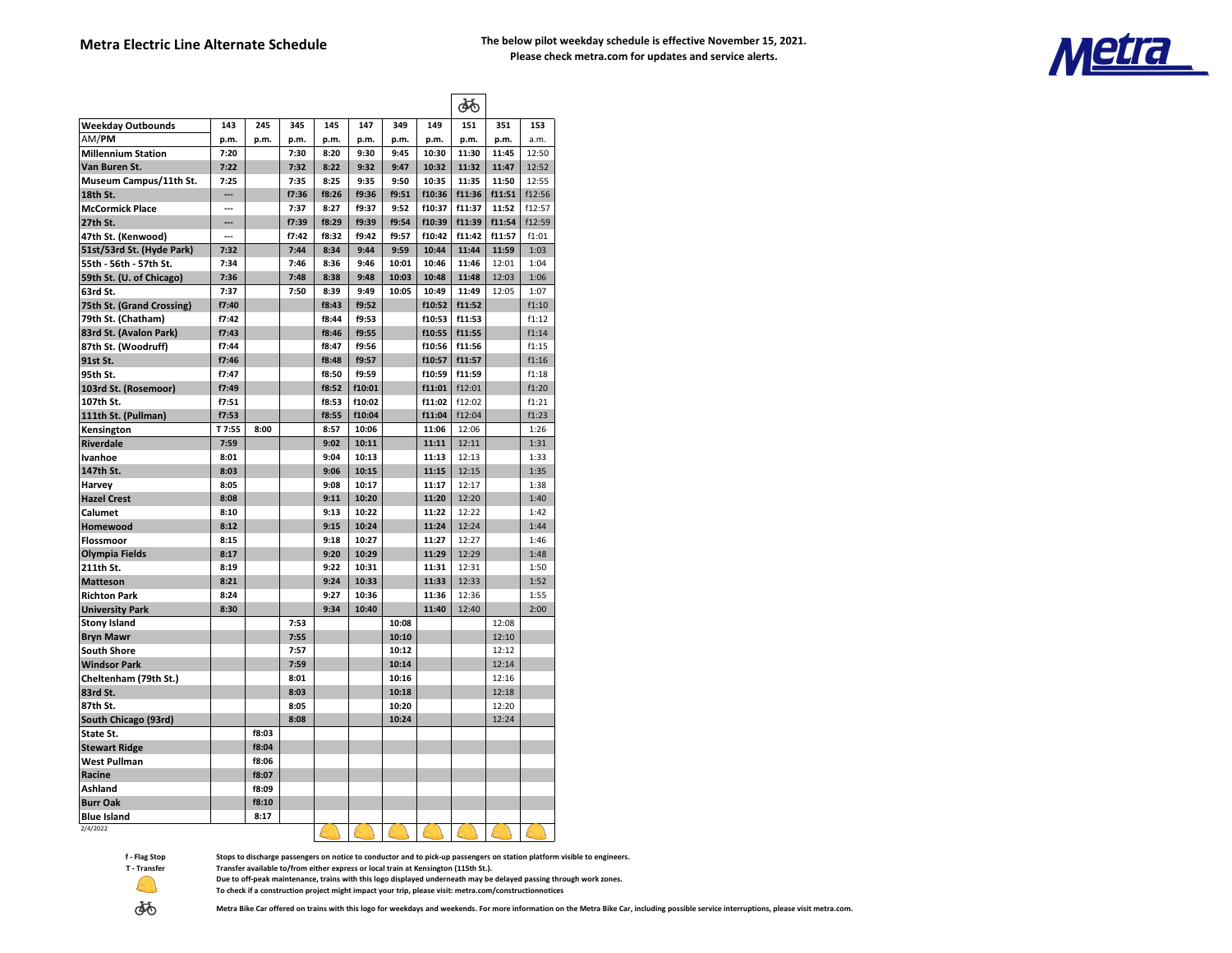**Metra Electric Line Alternate Schedule**

**The below pilot weekday schedule is effective November 15, 2021.**
**Please check metra.com for updates and service alerts.**

| Weekday Outbounds | 143 | 245 | 345 | 145 | 147 | 349 | 149 | 151 (Bike Car) | 351 | 153 |
|---|---|---|---|---|---|---|---|---|---|---|
| AM/**PM** | p.m. | p.m. | p.m. | p.m. | p.m. | p.m. | p.m. | p.m. | p.m. | a.m. |
| Millennium Station | 7:20 | | 7:30 | 8:20 | 9:30 | 9:45 | 10:30 | 11:30 | 11:45 | 12:50 |
| Van Buren St. | 7:22 | | 7:32 | 8:22 | 9:32 | 9:47 | 10:32 | 11:32 | 11:47 | 12:52 |
| Museum Campus/11th St. | 7:25 | | 7:35 | 8:25 | 9:35 | 9:50 | 10:35 | 11:35 | 11:50 | 12:55 |
| 18th St. | --- | | f7:36 | f8:26 | f9:36 | f9:51 | f10:36 | f11:36 | f11:51 | f12:56 |
| McCormick Place | --- | | 7:37 | 8:27 | f9:37 | 9:52 | f10:37 | f11:37 | 11:52 | f12:57 |
| 27th St. | --- | | f7:39 | f8:29 | f9:39 | f9:54 | f10:39 | f11:39 | f11:54 | f12:59 |
| 47th St. (Kenwood) | --- | | f7:42 | f8:32 | f9:42 | f9:57 | f10:42 | f11:42 | f11:57 | f1:01 |
| 51st/53rd St. (Hyde Park) | 7:32 | | 7:44 | 8:34 | 9:44 | 9:59 | 10:44 | 11:44 | 11:59 | 1:03 |
| 55th - 56th - 57th St. | 7:34 | | 7:46 | 8:36 | 9:46 | 10:01 | 10:46 | 11:46 | 12:01 | 1:04 |
| 59th St. (U. of Chicago) | 7:36 | | 7:48 | 8:38 | 9:48 | 10:03 | 10:48 | 11:48 | 12:03 | 1:06 |
| 63rd St. | 7:37 | | 7:50 | 8:39 | 9:49 | 10:05 | 10:49 | 11:49 | 12:05 | 1:07 |
| 75th St. (Grand Crossing) | f7:40 | | | f8:43 | f9:52 | | f10:52 | f11:52 | | f1:10 |
| 79th St. (Chatham) | f7:42 | | | f8:44 | f9:53 | | f10:53 | f11:53 | | f1:12 |
| 83rd St. (Avalon Park) | f7:43 | | | f8:46 | f9:55 | | f10:55 | f11:55 | | f1:14 |
| 87th St. (Woodruff) | f7:44 | | | f8:47 | f9:56 | | f10:56 | f11:56 | | f1:15 |
| 91st St. | f7:46 | | | f8:48 | f9:57 | | f10:57 | f11:57 | | f1:16 |
| 95th St. | f7:47 | | | f8:50 | f9:59 | | f10:59 | f11:59 | | f1:18 |
| 103rd St. (Rosemoor) | f7:49 | | | f8:52 | f10:01 | | f11:01 | f12:01 | | f1:20 |
| 107th St. | f7:51 | | | f8:53 | f10:02 | | f11:02 | f12:02 | | f1:21 |
| 111th St. (Pullman) | f7:53 | | | f8:55 | f10:04 | | f11:04 | f12:04 | | f1:23 |
| Kensington | T 7:55 | 8:00 | | 8:57 | 10:06 | | 11:06 | 12:06 | | 1:26 |
| Riverdale | 7:59 | | | 9:02 | 10:11 | | 11:11 | 12:11 | | 1:31 |
| Ivanhoe | 8:01 | | | 9:04 | 10:13 | | 11:13 | 12:13 | | 1:33 |
| 147th St. | 8:03 | | | 9:06 | 10:15 | | 11:15 | 12:15 | | 1:35 |
| Harvey | 8:05 | | | 9:08 | 10:17 | | 11:17 | 12:17 | | 1:38 |
| Hazel Crest | 8:08 | | | 9:11 | 10:20 | | 11:20 | 12:20 | | 1:40 |
| Calumet | 8:10 | | | 9:13 | 10:22 | | 11:22 | 12:22 | | 1:42 |
| Homewood | 8:12 | | | 9:15 | 10:24 | | 11:24 | 12:24 | | 1:44 |
| Flossmoor | 8:15 | | | 9:18 | 10:27 | | 11:27 | 12:27 | | 1:46 |
| Olympia Fields | 8:17 | | | 9:20 | 10:29 | | 11:29 | 12:29 | | 1:48 |
| 211th St. | 8:19 | | | 9:22 | 10:31 | | 11:31 | 12:31 | | 1:50 |
| Matteson | 8:21 | | | 9:24 | 10:33 | | 11:33 | 12:33 | | 1:52 |
| Richton Park | 8:24 | | | 9:27 | 10:36 | | 11:36 | 12:36 | | 1:55 |
| University Park | 8:30 | | | 9:34 | 10:40 | | 11:40 | 12:40 | | 2:00 |
| Stony Island | | | 7:53 | | | 10:08 | | | 12:08 | |
| Bryn Mawr | | | 7:55 | | | 10:10 | | | 12:10 | |
| South Shore | | | 7:57 | | | 10:12 | | | 12:12 | |
| Windsor Park | | | 7:59 | | | 10:14 | | | 12:14 | |
| Cheltenham (79th St.) | | | 8:01 | | | 10:16 | | | 12:16 | |
| 83rd St. | | | 8:03 | | | 10:18 | | | 12:18 | |
| 87th St. | | | 8:05 | | | 10:20 | | | 12:20 | |
| South Chicago (93rd) | | | 8:08 | | | 10:24 | | | 12:24 | |
| State St. | | f8:03 | | | | | | | | |
| Stewart Ridge | | f8:04 | | | | | | | | |
| West Pullman | | f8:06 | | | | | | | | |
| Racine | | f8:07 | | | | | | | | |
| Ashland | | f8:09 | | | | | | | | |
| Burr Oak | | f8:10 | | | | | | | | |
| Blue Island | | 8:17 | | | | | | | | |
| (Work zone) | | | | Yes | Yes | Yes | Yes | Yes | Yes | Yes |

2/4/2022

**f - Flag Stop** — Stops to discharge passengers on notice to conductor and to pick-up passengers on station platform visible to engineers.

**T - Transfer** — Transfer available to/from either express or local train at Kensington (115th St.).

**(Hard hat logo)** — Due to off-peak maintenance, trains with this logo displayed underneath may be delayed passing through work zones. To check if a construction project might impact your trip, please visit: metra.com/constructionnotices

**(Bike logo)** — Metra Bike Car offered on trains with this logo for weekdays and weekends. For more information on the Metra Bike Car, including possible service interruptions, please visit metra.com.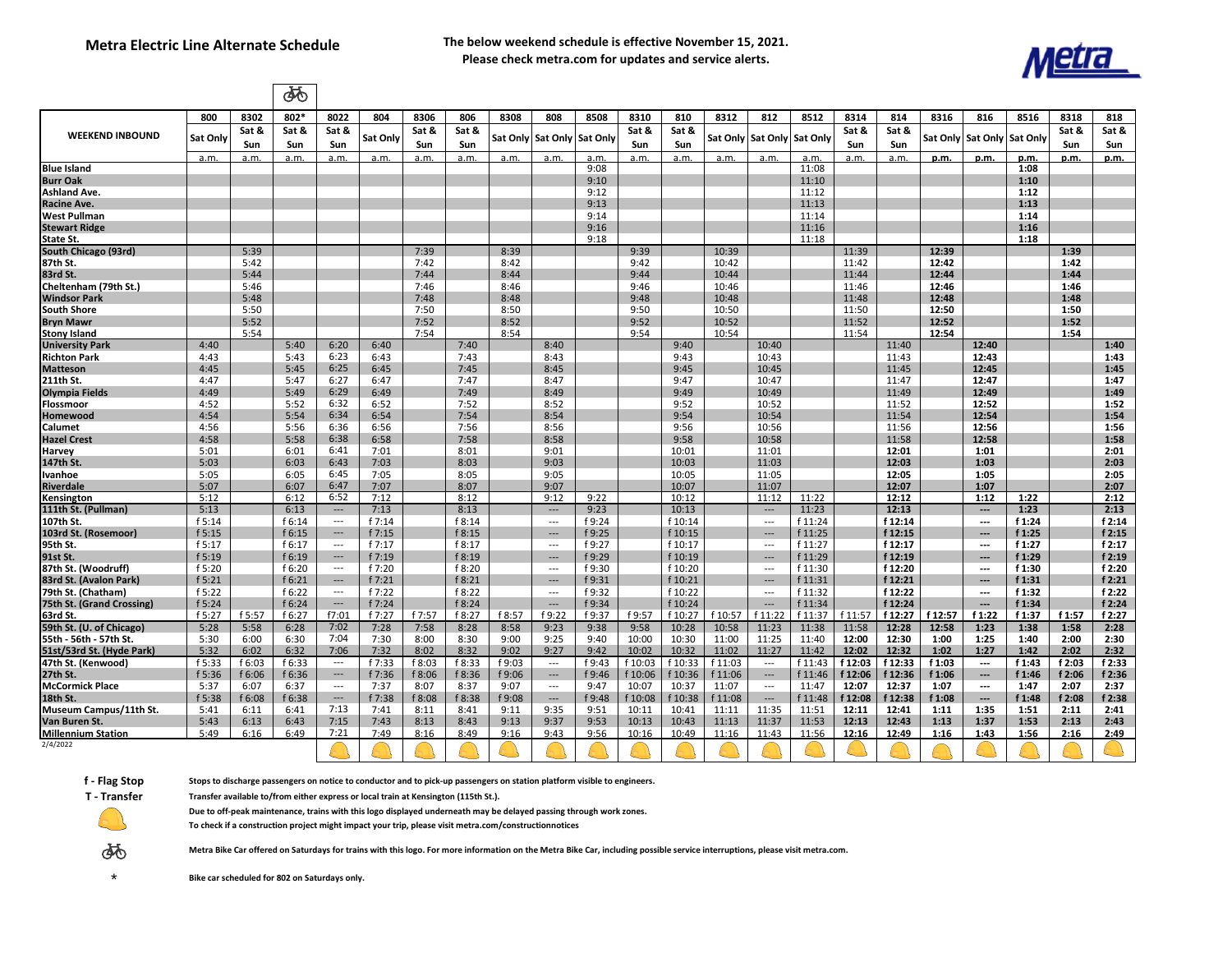# Metra Electric Line Alternate Schedule

**The below weekend schedule is effective November 15, 2021.**
**Please check metra.com for updates and service alerts.**

| WEEKEND INBOUND | 800 | 8302 | 802* 🚲 | 8022 | 804 | 8306 | 806 | 8308 | 808 | 8508 | 8310 | 810 | 8312 | 812 | 8512 | 8314 | 814 | 8316 | 816 | 8516 | 8318 | 818 |
|---|---|---|---|---|---|---|---|---|---|---|---|---|---|---|---|---|---|---|---|---|---|---|
| | Sat Only | Sat & Sun | Sat & Sun | Sat & Sun | Sat Only | Sat & Sun | Sat & Sun | Sat Only | Sat Only | Sat Only | Sat & Sun | Sat & Sun | Sat Only | Sat Only | Sat Only | Sat & Sun | Sat & Sun | Sat Only | Sat Only | Sat Only | Sat & Sun | Sat & Sun |
| | a.m. | a.m. | a.m. | a.m. | a.m. | a.m. | a.m. | a.m. | a.m. | a.m. | a.m. | a.m. | a.m. | a.m. | a.m. | a.m. | a.m. | p.m. | p.m. | p.m. | p.m. | p.m. |
| Blue Island | | | | | | | | | | 9:08 | | | | | 11:08 | | | | | 1:08 | | |
| Burr Oak | | | | | | | | | | 9:10 | | | | | 11:10 | | | | | 1:10 | | |
| Ashland Ave. | | | | | | | | | | 9:12 | | | | | 11:12 | | | | | 1:12 | | |
| Racine Ave. | | | | | | | | | | 9:13 | | | | | 11:13 | | | | | 1:13 | | |
| West Pullman | | | | | | | | | | 9:14 | | | | | 11:14 | | | | | 1:14 | | |
| Stewart Ridge | | | | | | | | | | 9:16 | | | | | 11:16 | | | | | 1:16 | | |
| State St. | | | | | | | | | | 9:18 | | | | | 11:18 | | | | | 1:18 | | |
| South Chicago (93rd) | | 5:39 | | | | 7:39 | | 8:39 | | | 9:39 | | 10:39 | | | 11:39 | | 12:39 | | | 1:39 | |
| 87th St. | | 5:42 | | | | 7:42 | | 8:42 | | | 9:42 | | 10:42 | | | 11:42 | | 12:42 | | | 1:42 | |
| 83rd St. | | 5:44 | | | | 7:44 | | 8:44 | | | 9:44 | | 10:44 | | | 11:44 | | 12:44 | | | 1:44 | |
| Cheltenham (79th St.) | | 5:46 | | | | 7:46 | | 8:46 | | | 9:46 | | 10:46 | | | 11:46 | | 12:46 | | | 1:46 | |
| Windsor Park | | 5:48 | | | | 7:48 | | 8:48 | | | 9:48 | | 10:48 | | | 11:48 | | 12:48 | | | 1:48 | |
| South Shore | | 5:50 | | | | 7:50 | | 8:50 | | | 9:50 | | 10:50 | | | 11:50 | | 12:50 | | | 1:50 | |
| Bryn Mawr | | 5:52 | | | | 7:52 | | 8:52 | | | 9:52 | | 10:52 | | | 11:52 | | 12:52 | | | 1:52 | |
| Stony Island | | 5:54 | | | | 7:54 | | 8:54 | | | 9:54 | | 10:54 | | | 11:54 | | 12:54 | | | 1:54 | |
| University Park | 4:40 | | 5:40 | 6:20 | 6:40 | | 7:40 | | 8:40 | | | 9:40 | | 10:40 | | | 11:40 | | 12:40 | | | 1:40 |
| Richton Park | 4:43 | | 5:43 | 6:23 | 6:43 | | 7:43 | | 8:43 | | | 9:43 | | 10:43 | | | 11:43 | | 12:43 | | | 1:43 |
| Matteson | 4:45 | | 5:45 | 6:25 | 6:45 | | 7:45 | | 8:45 | | | 9:45 | | 10:45 | | | 11:45 | | 12:45 | | | 1:45 |
| 211th St. | 4:47 | | 5:47 | 6:27 | 6:47 | | 7:47 | | 8:47 | | | 9:47 | | 10:47 | | | 11:47 | | 12:47 | | | 1:47 |
| Olympia Fields | 4:49 | | 5:49 | 6:29 | 6:49 | | 7:49 | | 8:49 | | | 9:49 | | 10:49 | | | 11:49 | | 12:49 | | | 1:49 |
| Flossmoor | 4:52 | | 5:52 | 6:32 | 6:52 | | 7:52 | | 8:52 | | | 9:52 | | 10:52 | | | 11:52 | | 12:52 | | | 1:52 |
| Homewood | 4:54 | | 5:54 | 6:34 | 6:54 | | 7:54 | | 8:54 | | | 9:54 | | 10:54 | | | 11:54 | | 12:54 | | | 1:54 |
| Calumet | 4:56 | | 5:56 | 6:36 | 6:56 | | 7:56 | | 8:56 | | | 9:56 | | 10:56 | | | 11:56 | | 12:56 | | | 1:56 |
| Hazel Crest | 4:58 | | 5:58 | 6:38 | 6:58 | | 7:58 | | 8:58 | | | 9:58 | | 10:58 | | | 11:58 | | 12:58 | | | 1:58 |
| Harvey | 5:01 | | 6:01 | 6:41 | 7:01 | | 8:01 | | 9:01 | | | 10:01 | | 11:01 | | | 12:01 | | 1:01 | | | 2:01 |
| 147th St. | 5:03 | | 6:03 | 6:43 | 7:03 | | 8:03 | | 9:03 | | | 10:03 | | 11:03 | | | 12:03 | | 1:03 | | | 2:03 |
| Ivanhoe | 5:05 | | 6:05 | 6:45 | 7:05 | | 8:05 | | 9:05 | | | 10:05 | | 11:05 | | | 12:05 | | 1:05 | | | 2:05 |
| Riverdale | 5:07 | | 6:07 | 6:47 | 7:07 | | 8:07 | | 9:07 | | | 10:07 | | 11:07 | | | 12:07 | | 1:07 | | | 2:07 |
| Kensington | 5:12 | | 6:12 | 6:52 | 7:12 | | 8:12 | | 9:12 | 9:22 | | 10:12 | | 11:12 | 11:22 | | 12:12 | | 1:12 | 1:22 | | 2:12 |
| 111th St. (Pullman) | 5:13 | | 6:13 | --- | 7:13 | | 8:13 | | --- | 9:23 | | 10:13 | | --- | 11:23 | | 12:13 | | --- | 1:23 | | 2:13 |
| 107th St. | f 5:14 | | f 6:14 | --- | f 7:14 | | f 8:14 | | --- | f 9:24 | | f 10:14 | | --- | f 11:24 | | f 12:14 | | --- | f 1:24 | | f 2:14 |
| 103rd St. (Rosemoor) | f 5:15 | | f 6:15 | --- | f 7:15 | | f 8:15 | | --- | f 9:25 | | f 10:15 | | --- | f 11:25 | | f 12:15 | | --- | f 1:25 | | f 2:15 |
| 95th St. | f 5:17 | | f 6:17 | --- | f 7:17 | | f 8:17 | | --- | f 9:27 | | f 10:17 | | --- | f 11:27 | | f 12:17 | | --- | f 1:27 | | f 2:17 |
| 91st St. | f 5:19 | | f 6:19 | --- | f 7:19 | | f 8:19 | | --- | f 9:29 | | f 10:19 | | --- | f 11:29 | | f 12:19 | | --- | f 1:29 | | f 2:19 |
| 87th St. (Woodruff) | f 5:20 | | f 6:20 | --- | f 7:20 | | f 8:20 | | --- | f 9:30 | | f 10:20 | | --- | f 11:30 | | f 12:20 | | --- | f 1:30 | | f 2:20 |
| 83rd St. (Avalon Park) | f 5:21 | | f 6:21 | --- | f 7:21 | | f 8:21 | | --- | f 9:31 | | f 10:21 | | --- | f 11:31 | | f 12:21 | | --- | f 1:31 | | f 2:21 |
| 79th St. (Chatham) | f 5:22 | | f 6:22 | --- | f 7:22 | | f 8:22 | | --- | f 9:32 | | f 10:22 | | --- | f 11:32 | | f 12:22 | | --- | f 1:32 | | f 2:22 |
| 75th St. (Grand Crossing) | f 5:24 | | f 6:24 | --- | f 7:24 | | f 8:24 | | --- | f 9:34 | | f 10:24 | | --- | f 11:34 | | f 12:24 | | --- | f 1:34 | | f 2:24 |
| 63rd St. | f 5:27 | f 5:57 | f 6:27 | f7:01 | f 7:27 | f 7:57 | f 8:27 | f 8:57 | f 9:22 | f 9:37 | f 9:57 | f 10:27 | f 10:57 | f 11:22 | f 11:37 | f 11:57 | f 12:27 | f 12:57 | f 1:22 | f 1:37 | f 1:57 | f 2:27 |
| 59th St. (U. of Chicago) | 5:28 | 5:58 | 6:28 | 7:02 | 7:28 | 7:58 | 8:28 | 8:58 | 9:23 | 9:38 | 9:58 | 10:28 | 10:58 | 11:23 | 11:38 | 11:58 | 12:28 | 12:58 | 1:23 | 1:38 | 1:58 | 2:28 |
| 55th - 56th - 57th St. | 5:30 | 6:00 | 6:30 | 7:04 | 7:30 | 8:00 | 8:30 | 9:00 | 9:25 | 9:40 | 10:00 | 10:30 | 11:00 | 11:25 | 11:40 | 12:00 | 12:30 | 1:00 | 1:25 | 1:40 | 2:00 | 2:30 |
| 51st/53rd St. (Hyde Park) | 5:32 | 6:02 | 6:32 | 7:06 | 7:32 | 8:02 | 8:32 | 9:02 | 9:27 | 9:42 | 10:02 | 10:32 | 11:02 | 11:27 | 11:42 | 12:02 | 12:32 | 1:02 | 1:27 | 1:42 | 2:02 | 2:32 |
| 47th St. (Kenwood) | f 5:33 | f 6:03 | f 6:33 | --- | f 7:33 | f 8:03 | f 8:33 | f 9:03 | --- | f 9:43 | f 10:03 | f 10:33 | f 11:03 | --- | f 11:43 | f 12:03 | f 12:33 | f 1:03 | --- | f 1:43 | f 2:03 | f 2:33 |
| 27th St. | f 5:36 | f 6:06 | f 6:36 | --- | f 7:36 | f 8:06 | f 8:36 | f 9:06 | --- | f 9:46 | f 10:06 | f 10:36 | f 11:06 | --- | f 11:46 | f 12:06 | f 12:36 | f 1:06 | --- | f 1:46 | f 2:06 | f 2:36 |
| McCormick Place | 5:37 | 6:07 | 6:37 | --- | 7:37 | 8:07 | 8:37 | 9:07 | --- | 9:47 | 10:07 | 10:37 | 11:07 | --- | 11:47 | 12:07 | 12:37 | 1:07 | --- | 1:47 | 2:07 | 2:37 |
| 18th St. | f 5:38 | f 6:08 | f 6:38 | --- | f 7:38 | f 8:08 | f 8:38 | f 9:08 | --- | f 9:48 | f 10:08 | f 10:38 | f 11:08 | --- | f 11:48 | f 12:08 | f 12:38 | f 1:08 | --- | f 1:48 | f 2:08 | f 2:38 |
| Museum Campus/11th St. | 5:41 | 6:11 | 6:41 | 7:13 | 7:41 | 8:11 | 8:41 | 9:11 | 9:35 | 9:51 | 10:11 | 10:41 | 11:11 | 11:35 | 11:51 | 12:11 | 12:41 | 1:11 | 1:35 | 1:51 | 2:11 | 2:41 |
| Van Buren St. | 5:43 | 6:13 | 6:43 | 7:15 | 7:43 | 8:13 | 8:43 | 9:13 | 9:37 | 9:53 | 10:13 | 10:43 | 11:13 | 11:37 | 11:53 | 12:13 | 12:43 | 1:13 | 1:37 | 1:53 | 2:13 | 2:43 |
| Millennium Station | 5:49 | 6:16 | 6:49 | 7:21 | 7:49 | 8:16 | 8:49 | 9:16 | 9:43 | 9:56 | 10:16 | 10:49 | 11:16 | 11:43 | 11:56 | 12:16 | 12:49 | 1:16 | 1:43 | 1:56 | 2:16 | 2:49 |

2/4/2022

**f - Flag Stop** Stops to discharge passengers on notice to conductor and to pick-up passengers on station platform visible to engineers.

**T - Transfer** Transfer available to/from either express or local train at Kensington (115th St.).

Due to off-peak maintenance, trains with this logo displayed underneath may be delayed passing through work zones.
To check if a construction project might impact your trip, please visit metra.com/constructionnotices

🚲 Metra Bike Car offered on Saturdays for trains with this logo. For more information on the Metra Bike Car, including possible service interruptions, please visit metra.com.

\* Bike car scheduled for 802 on Saturdays only.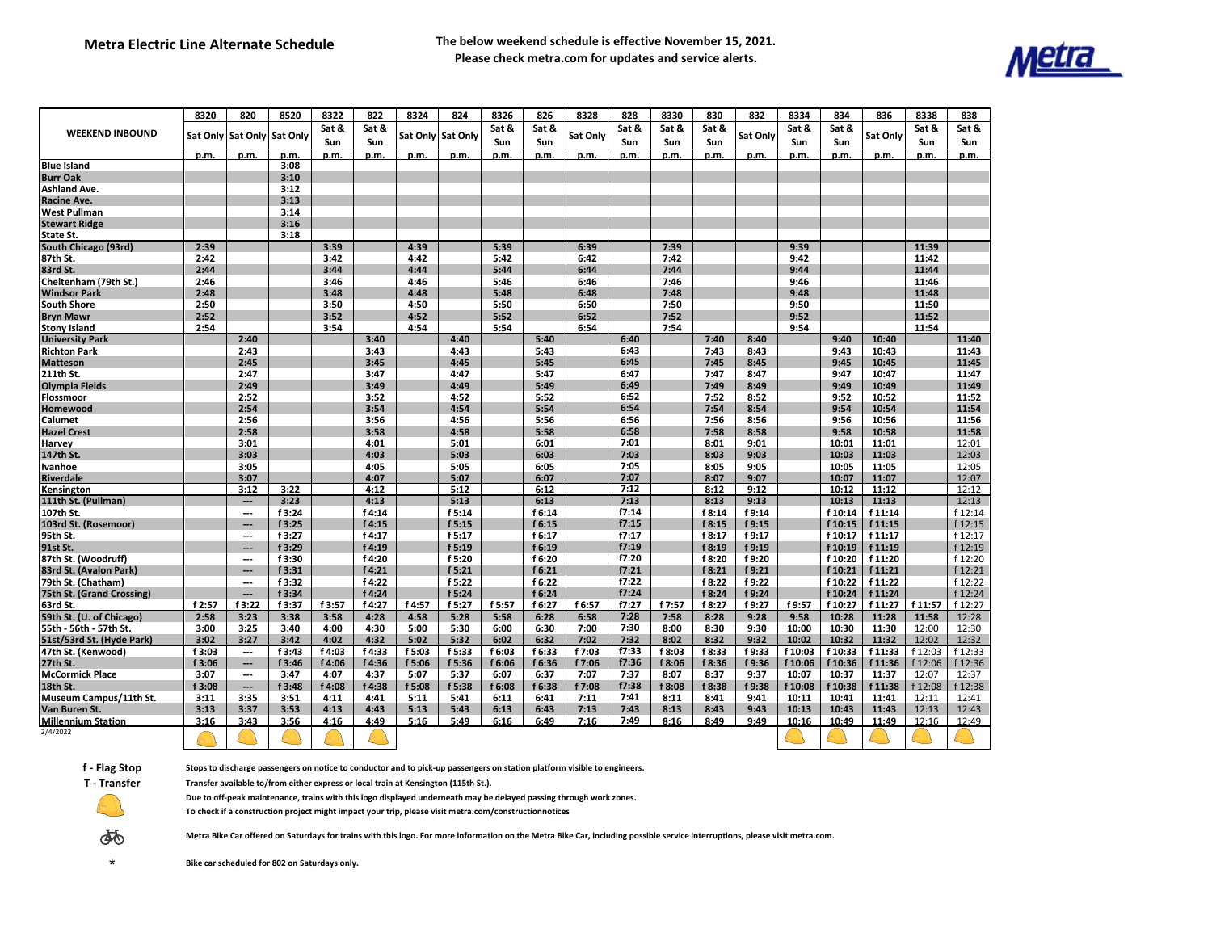# Metra Electric Line Alternate Schedule

**The below weekend schedule is effective November 15, 2021.**
**Please check metra.com for updates and service alerts.**

| WEEKEND INBOUND | 8320 | 820 | 8520 | 8322 | 822 | 8324 | 824 | 8326 | 826 | 8328 | 828 | 8330 | 830 | 832 | 8334 | 834 | 836 | 8338 | 838 |
|---|---|---|---|---|---|---|---|---|---|---|---|---|---|---|---|---|---|---|---|
| | Sat Only | Sat Only | Sat Only | Sat & Sun | Sat & Sun | Sat Only | Sat Only | Sat & Sun | Sat & Sun | Sat Only | Sat & Sun | Sat & Sun | Sat & Sun | Sat Only | Sat & Sun | Sat & Sun | Sat Only | Sat & Sun | Sat & Sun |
| | p.m. | p.m. | p.m. | p.m. | p.m. | p.m. | p.m. | p.m. | p.m. | p.m. | p.m. | p.m. | p.m. | p.m. | p.m. | p.m. | p.m. | p.m. | p.m. |
| Blue Island | | | 3:08 | | | | | | | | | | | | | | | | |
| Burr Oak | | | 3:10 | | | | | | | | | | | | | | | | |
| Ashland Ave. | | | 3:12 | | | | | | | | | | | | | | | | |
| Racine Ave. | | | 3:13 | | | | | | | | | | | | | | | | |
| West Pullman | | | 3:14 | | | | | | | | | | | | | | | | |
| Stewart Ridge | | | 3:16 | | | | | | | | | | | | | | | | |
| State St. | | | 3:18 | | | | | | | | | | | | | | | | |
| South Chicago (93rd) | 2:39 | | | 3:39 | | 4:39 | | 5:39 | | 6:39 | | 7:39 | | | 9:39 | | | 11:39 | |
| 87th St. | 2:42 | | | 3:42 | | 4:42 | | 5:42 | | 6:42 | | 7:42 | | | 9:42 | | | 11:42 | |
| 83rd St. | 2:44 | | | 3:44 | | 4:44 | | 5:44 | | 6:44 | | 7:44 | | | 9:44 | | | 11:44 | |
| Cheltenham (79th St.) | 2:46 | | | 3:46 | | 4:46 | | 5:46 | | 6:46 | | 7:46 | | | 9:46 | | | 11:46 | |
| Windsor Park | 2:48 | | | 3:48 | | 4:48 | | 5:48 | | 6:48 | | 7:48 | | | 9:48 | | | 11:48 | |
| South Shore | 2:50 | | | 3:50 | | 4:50 | | 5:50 | | 6:50 | | 7:50 | | | 9:50 | | | 11:50 | |
| Bryn Mawr | 2:52 | | | 3:52 | | 4:52 | | 5:52 | | 6:52 | | 7:52 | | | 9:52 | | | 11:52 | |
| Stony Island | 2:54 | | | 3:54 | | 4:54 | | 5:54 | | 6:54 | | 7:54 | | | 9:54 | | | 11:54 | |
| University Park | | 2:40 | | | 3:40 | | 4:40 | | 5:40 | | 6:40 | | 7:40 | 8:40 | | 9:40 | 10:40 | | 11:40 |
| Richton Park | | 2:43 | | | 3:43 | | 4:43 | | 5:43 | | 6:43 | | 7:43 | 8:43 | | 9:43 | 10:43 | | 11:43 |
| Matteson | | 2:45 | | | 3:45 | | 4:45 | | 5:45 | | 6:45 | | 7:45 | 8:45 | | 9:45 | 10:45 | | 11:45 |
| 211th St. | | 2:47 | | | 3:47 | | 4:47 | | 5:47 | | 6:47 | | 7:47 | 8:47 | | 9:47 | 10:47 | | 11:47 |
| Olympia Fields | | 2:49 | | | 3:49 | | 4:49 | | 5:49 | | 6:49 | | 7:49 | 8:49 | | 9:49 | 10:49 | | 11:49 |
| Flossmoor | | 2:52 | | | 3:52 | | 4:52 | | 5:52 | | 6:52 | | 7:52 | 8:52 | | 9:52 | 10:52 | | 11:52 |
| Homewood | | 2:54 | | | 3:54 | | 4:54 | | 5:54 | | 6:54 | | 7:54 | 8:54 | | 9:54 | 10:54 | | 11:54 |
| Calumet | | 2:56 | | | 3:56 | | 4:56 | | 5:56 | | 6:56 | | 7:56 | 8:56 | | 9:56 | 10:56 | | 11:56 |
| Hazel Crest | | 2:58 | | | 3:58 | | 4:58 | | 5:58 | | 6:58 | | 7:58 | 8:58 | | 9:58 | 10:58 | | 11:58 |
| Harvey | | 3:01 | | | 4:01 | | 5:01 | | 6:01 | | 7:01 | | 8:01 | 9:01 | | 10:01 | 11:01 | | 12:01 |
| 147th St. | | 3:03 | | | 4:03 | | 5:03 | | 6:03 | | 7:03 | | 8:03 | 9:03 | | 10:03 | 11:03 | | 12:03 |
| Ivanhoe | | 3:05 | | | 4:05 | | 5:05 | | 6:05 | | 7:05 | | 8:05 | 9:05 | | 10:05 | 11:05 | | 12:05 |
| Riverdale | | 3:07 | | | 4:07 | | 5:07 | | 6:07 | | 7:07 | | 8:07 | 9:07 | | 10:07 | 11:07 | | 12:07 |
| Kensington | | 3:12 | 3:22 | | 4:12 | | 5:12 | | 6:12 | | 7:12 | | 8:12 | 9:12 | | 10:12 | 11:12 | | 12:12 |
| 111th St. (Pullman) | | --- | 3:23 | | 4:13 | | 5:13 | | 6:13 | | 7:13 | | 8:13 | 9:13 | | 10:13 | 11:13 | | 12:13 |
| 107th St. | | --- | f 3:24 | | f 4:14 | | f 5:14 | | f 6:14 | | f7:14 | | f 8:14 | f 9:14 | | f 10:14 | f 11:14 | | f 12:14 |
| 103rd St. (Rosemoor) | | --- | f 3:25 | | f 4:15 | | f 5:15 | | f 6:15 | | f7:15 | | f 8:15 | f 9:15 | | f 10:15 | f 11:15 | | f 12:15 |
| 95th St. | | --- | f 3:27 | | f 4:17 | | f 5:17 | | f 6:17 | | f7:17 | | f 8:17 | f 9:17 | | f 10:17 | f 11:17 | | f 12:17 |
| 91st St. | | --- | f 3:29 | | f 4:19 | | f 5:19 | | f 6:19 | | f7:19 | | f 8:19 | f 9:19 | | f 10:19 | f 11:19 | | f 12:19 |
| 87th St. (Woodruff) | | --- | f 3:30 | | f 4:20 | | f 5:20 | | f 6:20 | | f7:20 | | f 8:20 | f 9:20 | | f 10:20 | f 11:20 | | f 12:20 |
| 83rd St. (Avalon Park) | | --- | f 3:31 | | f 4:21 | | f 5:21 | | f 6:21 | | f7:21 | | f 8:21 | f 9:21 | | f 10:21 | f 11:21 | | f 12:21 |
| 79th St. (Chatham) | | --- | f 3:32 | | f 4:22 | | f 5:22 | | f 6:22 | | f7:22 | | f 8:22 | f 9:22 | | f 10:22 | f 11:22 | | f 12:22 |
| 75th St. (Grand Crossing) | | --- | f 3:34 | | f 4:24 | | f 5:24 | | f 6:24 | | f7:24 | | f 8:24 | f 9:24 | | f 10:24 | f 11:24 | | f 12:24 |
| 63rd St. | f 2:57 | f 3:22 | f 3:37 | f 3:57 | f 4:27 | f 4:57 | f 5:27 | f 5:57 | f 6:27 | f 6:57 | f7:27 | f 7:57 | f 8:27 | f 9:27 | f 9:57 | f 10:27 | f 11:27 | f 11:57 | f 12:27 |
| 59th St. (U. of Chicago) | 2:58 | 3:23 | 3:38 | 3:58 | 4:28 | 4:58 | 5:28 | 5:58 | 6:28 | 6:58 | 7:28 | 7:58 | 8:28 | 9:28 | 9:58 | 10:28 | 11:28 | 11:58 | 12:28 |
| 55th - 56th - 57th St. | 3:00 | 3:25 | 3:40 | 4:00 | 4:30 | 5:00 | 5:30 | 6:00 | 6:30 | 7:00 | 7:30 | 8:00 | 8:30 | 9:30 | 10:00 | 10:30 | 11:30 | 12:00 | 12:30 |
| 51st/53rd St. (Hyde Park) | 3:02 | 3:27 | 3:42 | 4:02 | 4:32 | 5:02 | 5:32 | 6:02 | 6:32 | 7:02 | 7:32 | 8:02 | 8:32 | 9:32 | 10:02 | 10:32 | 11:32 | 12:02 | 12:32 |
| 47th St. (Kenwood) | f 3:03 | --- | f 3:43 | f 4:03 | f 4:33 | f 5:03 | f 5:33 | f 6:03 | f 6:33 | f 7:03 | f7:33 | f 8:03 | f 8:33 | f 9:33 | f 10:03 | f 10:33 | f 11:33 | f 12:03 | f 12:33 |
| 27th St. | f 3:06 | --- | f 3:46 | f 4:06 | f 4:36 | f 5:06 | f 5:36 | f 6:06 | f 6:36 | f 7:06 | f7:36 | f 8:06 | f 8:36 | f 9:36 | f 10:06 | f 10:36 | f 11:36 | f 12:06 | f 12:36 |
| McCormick Place | 3:07 | --- | 3:47 | 4:07 | 4:37 | 5:07 | 5:37 | 6:07 | 6:37 | 7:07 | 7:37 | 8:07 | 8:37 | 9:37 | 10:07 | 10:37 | 11:37 | 12:07 | 12:37 |
| 18th St. | f 3:08 | --- | f 3:48 | f 4:08 | f 4:38 | f 5:08 | f 5:38 | f 6:08 | f 6:38 | f 7:08 | f7:38 | f 8:08 | f 8:38 | f 9:38 | f 10:08 | f 10:38 | f 11:38 | f 12:08 | f 12:38 |
| Museum Campus/11th St. | 3:11 | 3:35 | 3:51 | 4:11 | 4:41 | 5:11 | 5:41 | 6:11 | 6:41 | 7:11 | 7:41 | 8:11 | 8:41 | 9:41 | 10:11 | 10:41 | 11:41 | 12:11 | 12:41 |
| Van Buren St. | 3:13 | 3:37 | 3:53 | 4:13 | 4:43 | 5:13 | 5:43 | 6:13 | 6:43 | 7:13 | 7:43 | 8:13 | 8:43 | 9:43 | 10:13 | 10:43 | 11:43 | 12:13 | 12:43 |
| Millennium Station | 3:16 | 3:43 | 3:56 | 4:16 | 4:49 | 5:16 | 5:49 | 6:16 | 6:49 | 7:16 | 7:49 | 8:16 | 8:49 | 9:49 | 10:16 | 10:49 | 11:49 | 12:16 | 12:49 |

2/4/2022

**f - Flag Stop** Stops to discharge passengers on notice to conductor and to pick-up passengers on station platform visible to engineers.

**T - Transfer** Transfer available to/from either express or local train at Kensington (115th St.).

Due to off-peak maintenance, trains with this logo displayed underneath may be delayed passing through work zones.

To check if a construction project might impact your trip, please visit metra.com/constructionnotices

Metra Bike Car offered on Saturdays for trains with this logo. For more information on the Metra Bike Car, including possible service interruptions, please visit metra.com.

* Bike car scheduled for 802 on Saturdays only.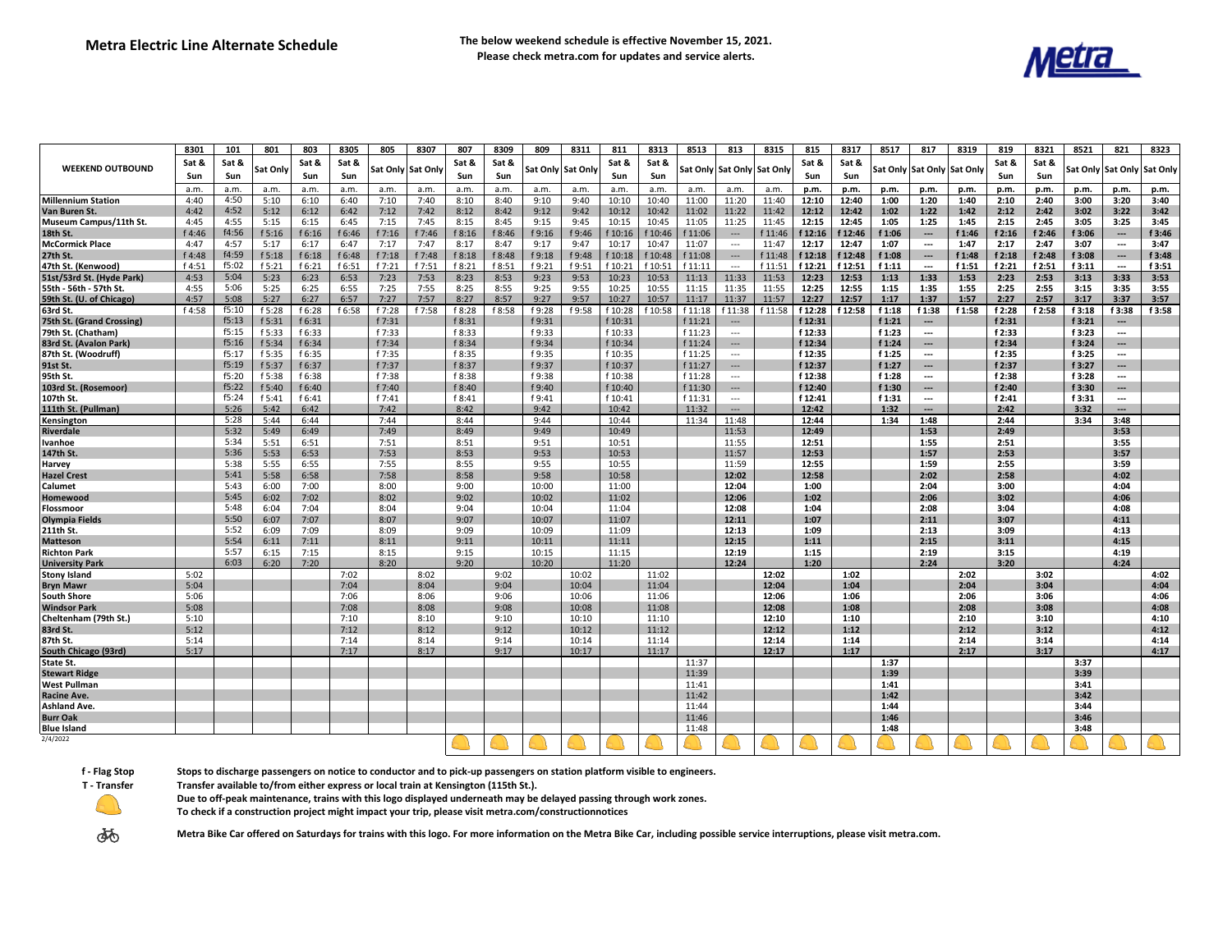# Metra Electric Line Alternate Schedule

**The below weekend schedule is effective November 15, 2021.**
**Please check metra.com for updates and service alerts.**

| WEEKEND OUTBOUND | 8301 | 101 | 801 | 803 | 8305 | 805 | 8307 | 807 | 8309 | 809 | 8311 | 811 | 8313 | 8513 | 813 | 8315 | 815 | 8317 | 8517 | 817 | 8319 | 819 | 8321 | 8521 | 821 | 8323 |
|---|---|---|---|---|---|---|---|---|---|---|---|---|---|---|---|---|---|---|---|---|---|---|---|---|---|---|
| | Sat & Sun | Sat & Sun | Sat Only | Sat & Sun | Sat & Sun | Sat Only | Sat Only | Sat & Sun | Sat & Sun | Sat Only | Sat Only | Sat & Sun | Sat & Sun | Sat Only | Sat Only | Sat Only | Sat & Sun | Sat & Sun | Sat Only | Sat Only | Sat Only | Sat & Sun | Sat & Sun | Sat Only | Sat Only | Sat Only |
| | a.m. | a.m. | a.m. | a.m. | a.m. | a.m. | a.m. | a.m. | a.m. | a.m. | a.m. | a.m. | a.m. | a.m. | a.m. | a.m. | p.m. | p.m. | p.m. | p.m. | p.m. | p.m. | p.m. | p.m. | p.m. | p.m. |
| Millennium Station | 4:40 | 4:50 | 5:10 | 6:10 | 6:40 | 7:10 | 7:40 | 8:10 | 8:40 | 9:10 | 9:40 | 10:10 | 10:40 | 11:00 | 11:20 | 11:40 | 12:10 | 12:40 | 1:00 | 1:20 | 1:40 | 2:10 | 2:40 | 3:00 | 3:20 | 3:40 |
| Van Buren St. | 4:42 | 4:52 | 5:12 | 6:12 | 6:42 | 7:12 | 7:42 | 8:12 | 8:42 | 9:12 | 9:42 | 10:12 | 10:42 | 11:02 | 11:22 | 11:42 | 12:12 | 12:42 | 1:02 | 1:22 | 1:42 | 2:12 | 2:42 | 3:02 | 3:22 | 3:42 |
| Museum Campus/11th St. | 4:45 | 4:55 | 5:15 | 6:15 | 6:45 | 7:15 | 7:45 | 8:15 | 8:45 | 9:15 | 9:45 | 10:15 | 10:45 | 11:05 | 11:25 | 11:45 | 12:15 | 12:45 | 1:05 | 1:25 | 1:45 | 2:15 | 2:45 | 3:05 | 3:25 | 3:45 |
| 18th St. | f 4:46 | f4:56 | f 5:16 | f 6:16 | f 6:46 | f 7:16 | f 7:46 | f 8:16 | f 8:46 | f 9:16 | f 9:46 | f 10:16 | f 10:46 | f 11:06 | --- | f 11:46 | f 12:16 | f 12:46 | f 1:06 | --- | f 1:46 | f 2:16 | f 2:46 | f 3:06 | --- | f 3:46 |
| McCormick Place | 4:47 | 4:57 | 5:17 | 6:17 | 6:47 | 7:17 | 7:47 | 8:17 | 8:47 | 9:17 | 9:47 | 10:17 | 10:47 | 11:07 | --- | 11:47 | 12:17 | 12:47 | 1:07 | --- | 1:47 | 2:17 | 2:47 | 3:07 | --- | 3:47 |
| 27th St. | f 4:48 | f4:59 | f 5:18 | f 6:18 | f 6:48 | f 7:18 | f 7:48 | f 8:18 | f 8:48 | f 9:18 | f 9:48 | f 10:18 | f 10:48 | f 11:08 | --- | f 11:48 | f 12:18 | f 12:48 | f 1:08 | --- | f 1:48 | f 2:18 | f 2:48 | f 3:08 | --- | f 3:48 |
| 47th St. (Kenwood) | f 4:51 | f5:02 | f 5:21 | f 6:21 | f 6:51 | f 7:21 | f 7:51 | f 8:21 | f 8:51 | f 9:21 | f 9:51 | f 10:21 | f 10:51 | f 11:11 | --- | f 11:51 | f 12:21 | f 12:51 | f 1:11 | --- | f 1:51 | f 2:21 | f 2:51 | f 3:11 | --- | f 3:51 |
| 51st/53rd St. (Hyde Park) | 4:53 | 5:04 | 5:23 | 6:23 | 6:53 | 7:23 | 7:53 | 8:23 | 8:53 | 9:23 | 9:53 | 10:23 | 10:53 | 11:13 | 11:33 | 11:53 | 12:23 | 12:53 | 1:13 | 1:33 | 1:53 | 2:23 | 2:53 | 3:13 | 3:33 | 3:53 |
| 55th - 56th - 57th St. | 4:55 | 5:06 | 5:25 | 6:25 | 6:55 | 7:25 | 7:55 | 8:25 | 8:55 | 9:25 | 9:55 | 10:25 | 10:55 | 11:15 | 11:35 | 11:55 | 12:25 | 12:55 | 1:15 | 1:35 | 1:55 | 2:25 | 2:55 | 3:15 | 3:35 | 3:55 |
| 59th St. (U. of Chicago) | 4:57 | 5:08 | 5:27 | 6:27 | 6:57 | 7:27 | 7:57 | 8:27 | 8:57 | 9:27 | 9:57 | 10:27 | 10:57 | 11:17 | 11:37 | 11:57 | 12:27 | 12:57 | 1:17 | 1:37 | 1:57 | 2:27 | 2:57 | 3:17 | 3:37 | 3:57 |
| 63rd St. | f 4:58 | f5:10 | f 5:28 | f 6:28 | f 6:58 | f 7:28 | f 7:58 | f 8:28 | f 8:58 | f 9:28 | f 9:58 | f 10:28 | f 10:58 | f 11:18 | f 11:38 | f 11:58 | f 12:28 | f 12:58 | f 1:18 | f 1:38 | f 1:58 | f 2:28 | f 2:58 | f 3:18 | f 3:38 | f 3:58 |
| 75th St. (Grand Crossing) | | f5:13 | f 5:31 | f 6:31 | | f 7:31 | | f 8:31 | | f 9:31 | | f 10:31 | | f 11:21 | --- | | f 12:31 | | f 1:21 | --- | | f 2:31 | | f 3:21 | --- | |
| 79th St. (Chatham) | | f5:15 | f 5:33 | f 6:33 | | f 7:33 | | f 8:33 | | f 9:33 | | f 10:33 | | f 11:23 | --- | | f 12:33 | | f 1:23 | --- | | f 2:33 | | f 3:23 | --- | |
| 83rd St. (Avalon Park) | | f5:16 | f 5:34 | f 6:34 | | f 7:34 | | f 8:34 | | f 9:34 | | f 10:34 | | f 11:24 | --- | | f 12:34 | | f 1:24 | --- | | f 2:34 | | f 3:24 | --- | |
| 87th St. (Woodruff) | | f5:17 | f 5:35 | f 6:35 | | f 7:35 | | f 8:35 | | f 9:35 | | f 10:35 | | f 11:25 | --- | | f 12:35 | | f 1:25 | --- | | f 2:35 | | f 3:25 | --- | |
| 91st St. | | f5:19 | f 5:37 | f 6:37 | | f 7:37 | | f 8:37 | | f 9:37 | | f 10:37 | | f 11:27 | --- | | f 12:37 | | f 1:27 | --- | | f 2:37 | | f 3:27 | --- | |
| 95th St. | | f5:20 | f 5:38 | f 6:38 | | f 7:38 | | f 8:38 | | f 9:38 | | f 10:38 | | f 11:28 | --- | | f 12:38 | | f 1:28 | --- | | f 2:38 | | f 3:28 | --- | |
| 103rd St. (Rosemoor) | | f5:22 | f 5:40 | f 6:40 | | f 7:40 | | f 8:40 | | f 9:40 | | f 10:40 | | f 11:30 | --- | | f 12:40 | | f 1:30 | --- | | f 2:40 | | f 3:30 | --- | |
| 107th St. | | f5:24 | f 5:41 | f 6:41 | | f 7:41 | | f 8:41 | | f 9:41 | | f 10:41 | | f 11:31 | --- | | f 12:41 | | f 1:31 | --- | | f 2:41 | | f 3:31 | --- | |
| 111th St. (Pullman) | | 5:26 | 5:42 | 6:42 | | 7:42 | | 8:42 | | 9:42 | | 10:42 | | 11:32 | --- | | 12:42 | | 1:32 | --- | | 2:42 | | 3:32 | --- | |
| Kensington | | 5:28 | 5:44 | 6:44 | | 7:44 | | 8:44 | | 9:44 | | 10:44 | | 11:34 | 11:48 | | 12:44 | | 1:34 | 1:48 | | 2:44 | | 3:34 | 3:48 | |
| Riverdale | | 5:32 | 5:49 | 6:49 | | 7:49 | | 8:49 | | 9:49 | | 10:49 | | | 11:53 | | 12:49 | | | 1:53 | | 2:49 | | | 3:53 | |
| Ivanhoe | | 5:34 | 5:51 | 6:51 | | 7:51 | | 8:51 | | 9:51 | | 10:51 | | | 11:55 | | 12:51 | | | 1:55 | | 2:51 | | | 3:55 | |
| 147th St. | | 5:36 | 5:53 | 6:53 | | 7:53 | | 8:53 | | 9:53 | | 10:53 | | | 11:57 | | 12:53 | | | 1:57 | | 2:53 | | | 3:57 | |
| Harvey | | 5:38 | 5:55 | 6:55 | | 7:55 | | 8:55 | | 9:55 | | 10:55 | | | 11:59 | | 12:55 | | | 1:59 | | 2:55 | | | 3:59 | |
| Hazel Crest | | 5:41 | 5:58 | 6:58 | | 7:58 | | 8:58 | | 9:58 | | 10:58 | | | 12:02 | | 12:58 | | | 2:02 | | 2:58 | | | 4:02 | |
| Calumet | | 5:43 | 6:00 | 7:00 | | 8:00 | | 9:00 | | 10:00 | | 11:00 | | | 12:04 | | 1:00 | | | 2:04 | | 3:00 | | | 4:04 | |
| Homewood | | 5:45 | 6:02 | 7:02 | | 8:02 | | 9:02 | | 10:02 | | 11:02 | | | 12:06 | | 1:02 | | | 2:06 | | 3:02 | | | 4:06 | |
| Flossmoor | | 5:48 | 6:04 | 7:04 | | 8:04 | | 9:04 | | 10:04 | | 11:04 | | | 12:08 | | 1:04 | | | 2:08 | | 3:04 | | | 4:08 | |
| Olympia Fields | | 5:50 | 6:07 | 7:07 | | 8:07 | | 9:07 | | 10:07 | | 11:07 | | | 12:11 | | 1:07 | | | 2:11 | | 3:07 | | | 4:11 | |
| 211th St. | | 5:52 | 6:09 | 7:09 | | 8:09 | | 9:09 | | 10:09 | | 11:09 | | | 12:13 | | 1:09 | | | 2:13 | | 3:09 | | | 4:13 | |
| Matteson | | 5:54 | 6:11 | 7:11 | | 8:11 | | 9:11 | | 10:11 | | 11:11 | | | 12:15 | | 1:11 | | | 2:15 | | 3:11 | | | 4:15 | |
| Richton Park | | 5:57 | 6:15 | 7:15 | | 8:15 | | 9:15 | | 10:15 | | 11:15 | | | 12:19 | | 1:15 | | | 2:19 | | 3:15 | | | 4:19 | |
| University Park | | 6:03 | 6:20 | 7:20 | | 8:20 | | 9:20 | | 10:20 | | 11:20 | | | 12:24 | | 1:20 | | | 2:24 | | 3:20 | | | 4:24 | |
| Stony Island | 5:02 | | | | 7:02 | | 8:02 | | 9:02 | | 10:02 | | 11:02 | | | 12:02 | | 1:02 | | | 2:02 | | 3:02 | | | 4:02 |
| Bryn Mawr | 5:04 | | | | 7:04 | | 8:04 | | 9:04 | | 10:04 | | 11:04 | | | 12:04 | | 1:04 | | | 2:04 | | 3:04 | | | 4:04 |
| South Shore | 5:06 | | | | 7:06 | | 8:06 | | 9:06 | | 10:06 | | 11:06 | | | 12:06 | | 1:06 | | | 2:06 | | 3:06 | | | 4:06 |
| Windsor Park | 5:08 | | | | 7:08 | | 8:08 | | 9:08 | | 10:08 | | 11:08 | | | 12:08 | | 1:08 | | | 2:08 | | 3:08 | | | 4:08 |
| Cheltenham (79th St.) | 5:10 | | | | 7:10 | | 8:10 | | 9:10 | | 10:10 | | 11:10 | | | 12:10 | | 1:10 | | | 2:10 | | 3:10 | | | 4:10 |
| 83rd St. | 5:12 | | | | 7:12 | | 8:12 | | 9:12 | | 10:12 | | 11:12 | | | 12:12 | | 1:12 | | | 2:12 | | 3:12 | | | 4:12 |
| 87th St. | 5:14 | | | | 7:14 | | 8:14 | | 9:14 | | 10:14 | | 11:14 | | | 12:14 | | 1:14 | | | 2:14 | | 3:14 | | | 4:14 |
| South Chicago (93rd) | 5:17 | | | | 7:17 | | 8:17 | | 9:17 | | 10:17 | | 11:17 | | | 12:17 | | 1:17 | | | 2:17 | | 3:17 | | | 4:17 |
| State St. | | | | | | | | | | | | | | 11:37 | | | | | 1:37 | | | | | 3:37 | | |
| Stewart Ridge | | | | | | | | | | | | | | 11:39 | | | | | 1:39 | | | | | 3:39 | | |
| West Pullman | | | | | | | | | | | | | | 11:41 | | | | | 1:41 | | | | | 3:41 | | |
| Racine Ave. | | | | | | | | | | | | | | 11:42 | | | | | 1:42 | | | | | 3:42 | | |
| Ashland Ave. | | | | | | | | | | | | | | 11:44 | | | | | 1:44 | | | | | 3:44 | | |
| Burr Oak | | | | | | | | | | | | | | 11:46 | | | | | 1:46 | | | | | 3:46 | | |
| Blue Island | | | | | | | | | | | | | | 11:48 | | | | | 1:48 | | | | | 3:48 | | |

2/4/2022

**f - Flag Stop** Stops to discharge passengers on notice to conductor and to pick-up passengers on station platform visible to engineers.

**T - Transfer** Transfer available to/from either express or local train at Kensington (115th St.).

Due to off-peak maintenance, trains with this logo displayed underneath may be delayed passing through work zones. To check if a construction project might impact your trip, please visit metra.com/constructionnotices

Metra Bike Car offered on Saturdays for trains with this logo. For more information on the Metra Bike Car, including possible service interruptions, please visit metra.com.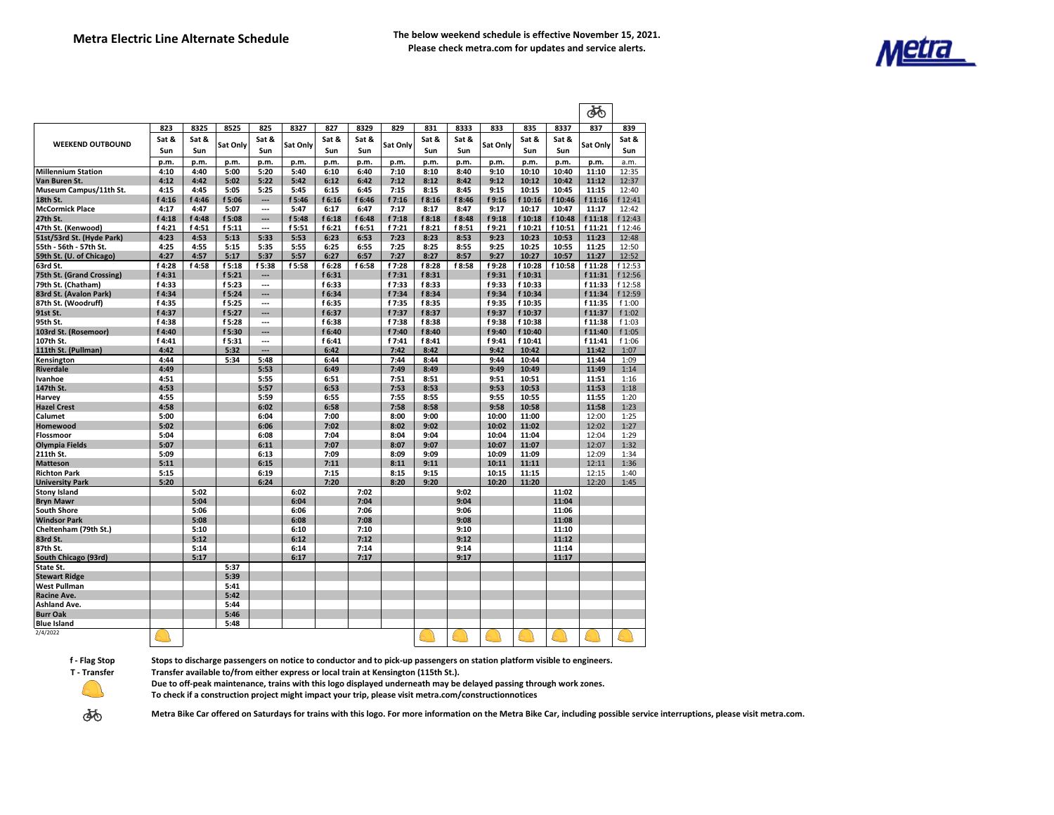## Metra Electric Line Alternate Schedule

**The below weekend schedule is effective November 15, 2021.**
**Please check metra.com for updates and service alerts.**

| WEEKEND OUTBOUND | 823 | 8325 | 8525 | 825 | 8327 | 827 | 8329 | 829 | 831 | 8333 | 833 | 835 | 8337 | 837 (Bike Car) | 839 |
|---|---|---|---|---|---|---|---|---|---|---|---|---|---|---|---|
| | Sat & Sun | Sat & Sun | Sat Only | Sat & Sun | Sat Only | Sat & Sun | Sat & Sun | Sat Only | Sat & Sun | Sat & Sun | Sat Only | Sat & Sun | Sat & Sun | Sat Only | Sat & Sun |
| | p.m. | p.m. | p.m. | p.m. | p.m. | p.m. | p.m. | p.m. | p.m. | p.m. | p.m. | p.m. | p.m. | p.m. | a.m. |
| Millennium Station | 4:10 | 4:40 | 5:00 | 5:20 | 5:40 | 6:10 | 6:40 | 7:10 | 8:10 | 8:40 | 9:10 | 10:10 | 10:40 | 11:10 | 12:35 |
| Van Buren St. | 4:12 | 4:42 | 5:02 | 5:22 | 5:42 | 6:12 | 6:42 | 7:12 | 8:12 | 8:42 | 9:12 | 10:12 | 10:42 | 11:12 | 12:37 |
| Museum Campus/11th St. | 4:15 | 4:45 | 5:05 | 5:25 | 5:45 | 6:15 | 6:45 | 7:15 | 8:15 | 8:45 | 9:15 | 10:15 | 10:45 | 11:15 | 12:40 |
| 18th St. | f 4:16 | f 4:46 | f 5:06 | --- | f 5:46 | f 6:16 | f 6:46 | f 7:16 | f 8:16 | f 8:46 | f 9:16 | f 10:16 | f 10:46 | f 11:16 | f 12:41 |
| McCormick Place | 4:17 | 4:47 | 5:07 | --- | 5:47 | 6:17 | 6:47 | 7:17 | 8:17 | 8:47 | 9:17 | 10:17 | 10:47 | 11:17 | 12:42 |
| 27th St. | f 4:18 | f 4:48 | f 5:08 | --- | f 5:48 | f 6:18 | f 6:48 | f 7:18 | f 8:18 | f 8:48 | f 9:18 | f 10:18 | f 10:48 | f 11:18 | f 12:43 |
| 47th St. (Kenwood) | f 4:21 | f 4:51 | f 5:11 | --- | f 5:51 | f 6:21 | f 6:51 | f 7:21 | f 8:21 | f 8:51 | f 9:21 | f 10:21 | f 10:51 | f 11:21 | f 12:46 |
| 51st/53rd St. (Hyde Park) | 4:23 | 4:53 | 5:13 | 5:33 | 5:53 | 6:23 | 6:53 | 7:23 | 8:23 | 8:53 | 9:23 | 10:23 | 10:53 | 11:23 | 12:48 |
| 55th - 56th - 57th St. | 4:25 | 4:55 | 5:15 | 5:35 | 5:55 | 6:25 | 6:55 | 7:25 | 8:25 | 8:55 | 9:25 | 10:25 | 10:55 | 11:25 | 12:50 |
| 59th St. (U. of Chicago) | 4:27 | 4:57 | 5:17 | 5:37 | 5:57 | 6:27 | 6:57 | 7:27 | 8:27 | 8:57 | 9:27 | 10:27 | 10:57 | 11:27 | 12:52 |
| 63rd St. | f 4:28 | f 4:58 | f 5:18 | f 5:38 | f 5:58 | f 6:28 | f 6:58 | f 7:28 | f 8:28 | f 8:58 | f 9:28 | f 10:28 | f 10:58 | f 11:28 | f 12:53 |
| 75th St. (Grand Crossing) | f 4:31 | | f 5:21 | --- | | f 6:31 | | f 7:31 | f 8:31 | | f 9:31 | f 10:31 | | f 11:31 | f 12:56 |
| 79th St. (Chatham) | f 4:33 | | f 5:23 | --- | | f 6:33 | | f 7:33 | f 8:33 | | f 9:33 | f 10:33 | | f 11:33 | f 12:58 |
| 83rd St. (Avalon Park) | f 4:34 | | f 5:24 | --- | | f 6:34 | | f 7:34 | f 8:34 | | f 9:34 | f 10:34 | | f 11:34 | f 12:59 |
| 87th St. (Woodruff) | f 4:35 | | f 5:25 | --- | | f 6:35 | | f 7:35 | f 8:35 | | f 9:35 | f 10:35 | | f 11:35 | f 1:00 |
| 91st St. | f 4:37 | | f 5:27 | --- | | f 6:37 | | f 7:37 | f 8:37 | | f 9:37 | f 10:37 | | f 11:37 | f 1:02 |
| 95th St. | f 4:38 | | f 5:28 | --- | | f 6:38 | | f 7:38 | f 8:38 | | f 9:38 | f 10:38 | | f 11:38 | f 1:03 |
| 103rd St. (Rosemoor) | f 4:40 | | f 5:30 | --- | | f 6:40 | | f 7:40 | f 8:40 | | f 9:40 | f 10:40 | | f 11:40 | f 1:05 |
| 107th St. | f 4:41 | | f 5:31 | --- | | f 6:41 | | f 7:41 | f 8:41 | | f 9:41 | f 10:41 | | f 11:41 | f 1:06 |
| 111th St. (Pullman) | 4:42 | | 5:32 | --- | | 6:42 | | 7:42 | 8:42 | | 9:42 | 10:42 | | 11:42 | 1:07 |
| Kensington | 4:44 | | 5:34 | 5:48 | | 6:44 | | 7:44 | 8:44 | | 9:44 | 10:44 | | 11:44 | 1:09 |
| Riverdale | 4:49 | | | 5:53 | | 6:49 | | 7:49 | 8:49 | | 9:49 | 10:49 | | 11:49 | 1:14 |
| Ivanhoe | 4:51 | | | 5:55 | | 6:51 | | 7:51 | 8:51 | | 9:51 | 10:51 | | 11:51 | 1:16 |
| 147th St. | 4:53 | | | 5:57 | | 6:53 | | 7:53 | 8:53 | | 9:53 | 10:53 | | 11:53 | 1:18 |
| Harvey | 4:55 | | | 5:59 | | 6:55 | | 7:55 | 8:55 | | 9:55 | 10:55 | | 11:55 | 1:20 |
| Hazel Crest | 4:58 | | | 6:02 | | 6:58 | | 7:58 | 8:58 | | 9:58 | 10:58 | | 11:58 | 1:23 |
| Calumet | 5:00 | | | 6:04 | | 7:00 | | 8:00 | 9:00 | | 10:00 | 11:00 | | 12:00 | 1:25 |
| Homewood | 5:02 | | | 6:06 | | 7:02 | | 8:02 | 9:02 | | 10:02 | 11:02 | | 12:02 | 1:27 |
| Flossmoor | 5:04 | | | 6:08 | | 7:04 | | 8:04 | 9:04 | | 10:04 | 11:04 | | 12:04 | 1:29 |
| Olympia Fields | 5:07 | | | 6:11 | | 7:07 | | 8:07 | 9:07 | | 10:07 | 11:07 | | 12:07 | 1:32 |
| 211th St. | 5:09 | | | 6:13 | | 7:09 | | 8:09 | 9:09 | | 10:09 | 11:09 | | 12:09 | 1:34 |
| Matteson | 5:11 | | | 6:15 | | 7:11 | | 8:11 | 9:11 | | 10:11 | 11:11 | | 12:11 | 1:36 |
| Richton Park | 5:15 | | | 6:19 | | 7:15 | | 8:15 | 9:15 | | 10:15 | 11:15 | | 12:15 | 1:40 |
| University Park | 5:20 | | | 6:24 | | 7:20 | | 8:20 | 9:20 | | 10:20 | 11:20 | | 12:20 | 1:45 |
| Stony Island | | 5:02 | | | 6:02 | | 7:02 | | | 9:02 | | | 11:02 | | |
| Bryn Mawr | | 5:04 | | | 6:04 | | 7:04 | | | 9:04 | | | 11:04 | | |
| South Shore | | 5:06 | | | 6:06 | | 7:06 | | | 9:06 | | | 11:06 | | |
| Windsor Park | | 5:08 | | | 6:08 | | 7:08 | | | 9:08 | | | 11:08 | | |
| Cheltenham (79th St.) | | 5:10 | | | 6:10 | | 7:10 | | | 9:10 | | | 11:10 | | |
| 83rd St. | | 5:12 | | | 6:12 | | 7:12 | | | 9:12 | | | 11:12 | | |
| 87th St. | | 5:14 | | | 6:14 | | 7:14 | | | 9:14 | | | 11:14 | | |
| South Chicago (93rd) | | 5:17 | | | 6:17 | | 7:17 | | | 9:17 | | | 11:17 | | |
| State St. | | | 5:37 | | | | | | | | | | | | |
| Stewart Ridge | | | 5:39 | | | | | | | | | | | | |
| West Pullman | | | 5:41 | | | | | | | | | | | | |
| Racine Ave. | | | 5:42 | | | | | | | | | | | | |
| Ashland Ave. | | | 5:44 | | | | | | | | | | | | |
| Burr Oak | | | 5:46 | | | | | | | | | | | | |
| Blue Island | | | 5:48 | | | | | | | | | | | | |

2/4/2022

**f - Flag Stop** Stops to discharge passengers on notice to conductor and to pick-up passengers on station platform visible to engineers.

**T - Transfer** Transfer available to/from either express or local train at Kensington (115th St.).

Due to off-peak maintenance, trains with this logo displayed underneath may be delayed passing through work zones. To check if a construction project might impact your trip, please visit metra.com/constructionnotices

Metra Bike Car offered on Saturdays for trains with this logo. For more information on the Metra Bike Car, including possible service interruptions, please visit metra.com.